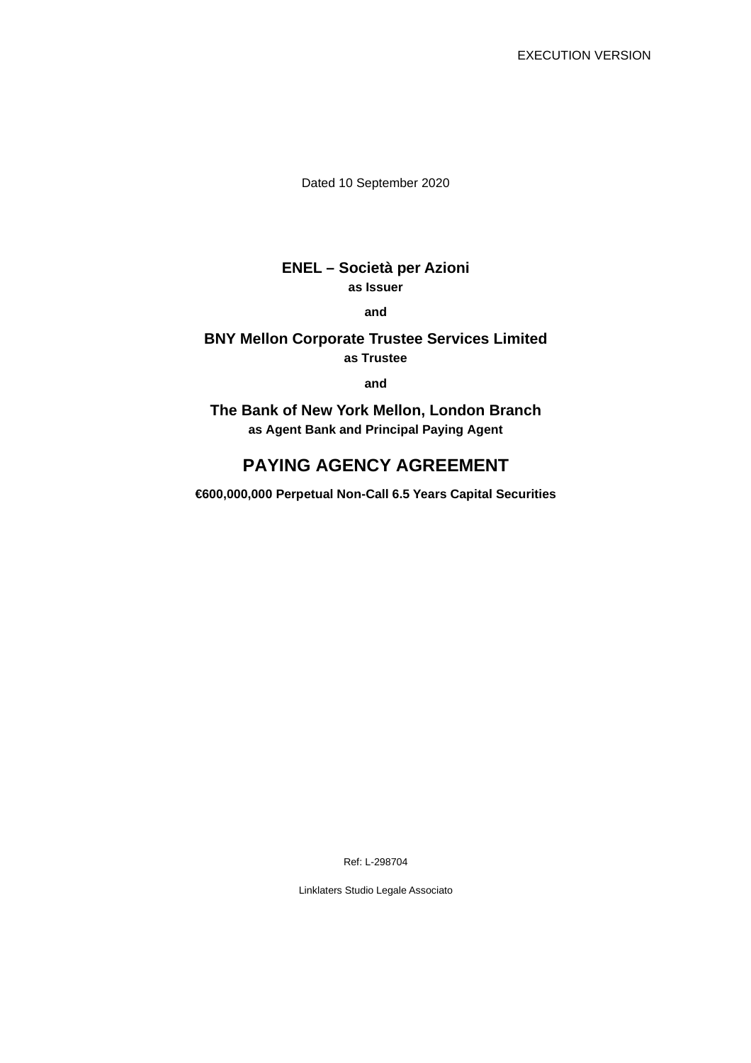EXECUTION VERSION

Dated 10 September 2020

**ENEL – Società per Azioni**
**as Issuer**

**and**

**BNY Mellon Corporate Trustee Services Limited**
**as Trustee**

**and**

**The Bank of New York Mellon, London Branch**
**as Agent Bank and Principal Paying Agent**

# PAYING AGENCY AGREEMENT

**€600,000,000 Perpetual Non-Call 6.5 Years Capital Securities**

Ref: L-298704

Linklaters Studio Legale Associato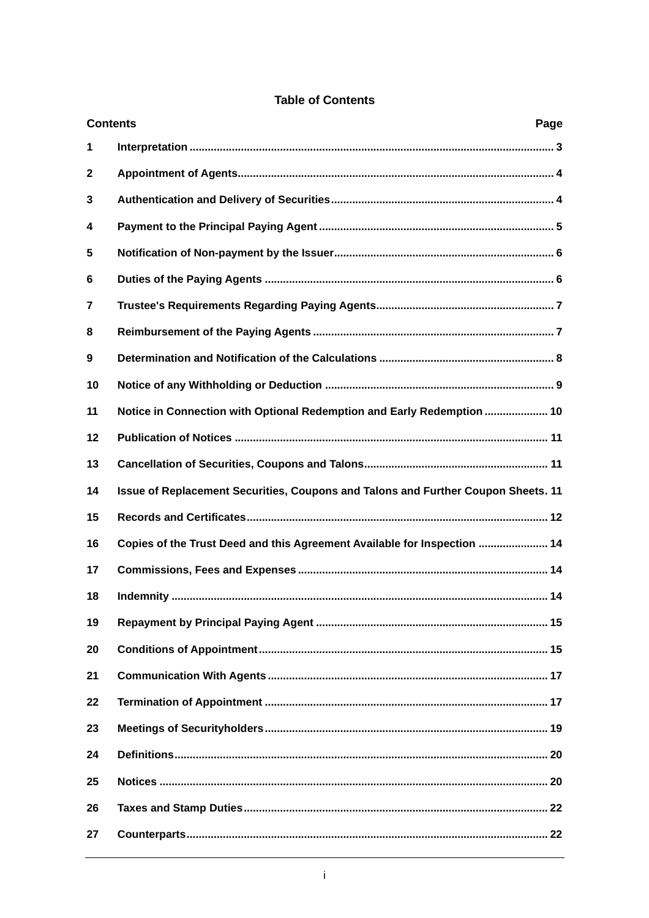## Table of Contents

| Contents | | Page |
|---|---|---|
| 1 | Interpretation | 3 |
| 2 | Appointment of Agents | 4 |
| 3 | Authentication and Delivery of Securities | 4 |
| 4 | Payment to the Principal Paying Agent | 5 |
| 5 | Notification of Non-payment by the Issuer | 6 |
| 6 | Duties of the Paying Agents | 6 |
| 7 | Trustee's Requirements Regarding Paying Agents | 7 |
| 8 | Reimbursement of the Paying Agents | 7 |
| 9 | Determination and Notification of the Calculations | 8 |
| 10 | Notice of any Withholding or Deduction | 9 |
| 11 | Notice in Connection with Optional Redemption and Early Redemption | 10 |
| 12 | Publication of Notices | 11 |
| 13 | Cancellation of Securities, Coupons and Talons | 11 |
| 14 | Issue of Replacement Securities, Coupons and Talons and Further Coupon Sheets | 11 |
| 15 | Records and Certificates | 12 |
| 16 | Copies of the Trust Deed and this Agreement Available for Inspection | 14 |
| 17 | Commissions, Fees and Expenses | 14 |
| 18 | Indemnity | 14 |
| 19 | Repayment by Principal Paying Agent | 15 |
| 20 | Conditions of Appointment | 15 |
| 21 | Communication With Agents | 17 |
| 22 | Termination of Appointment | 17 |
| 23 | Meetings of Securityholders | 19 |
| 24 | Definitions | 20 |
| 25 | Notices | 20 |
| 26 | Taxes and Stamp Duties | 22 |
| 27 | Counterparts | 22 |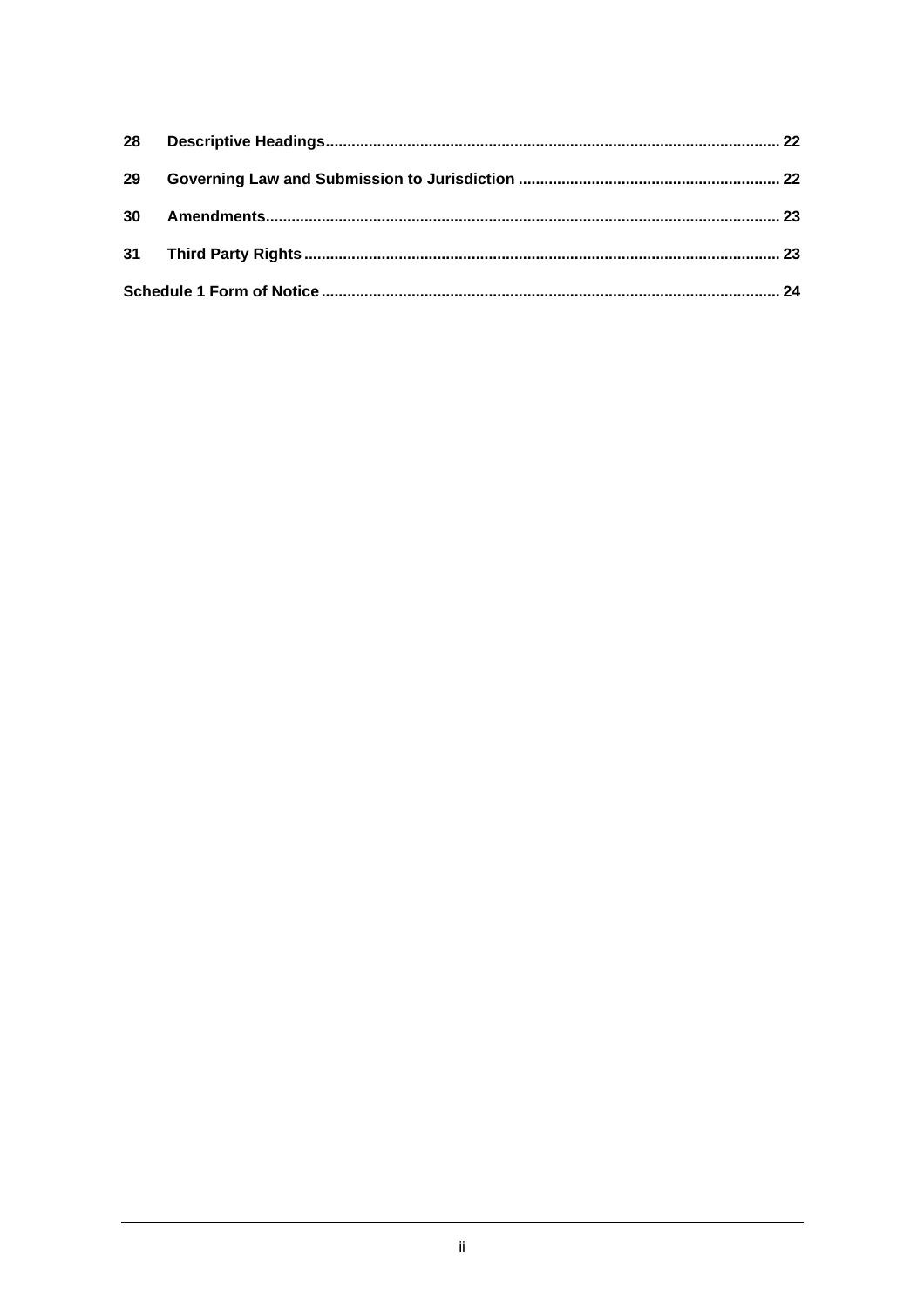| | | |
|---|---|---|
| 28 | **Descriptive Headings** | 22 |
| 29 | **Governing Law and Submission to Jurisdiction** | 22 |
| 30 | **Amendments** | 23 |
| 31 | **Third Party Rights** | 23 |
| **Schedule 1 Form of Notice** | | 24 |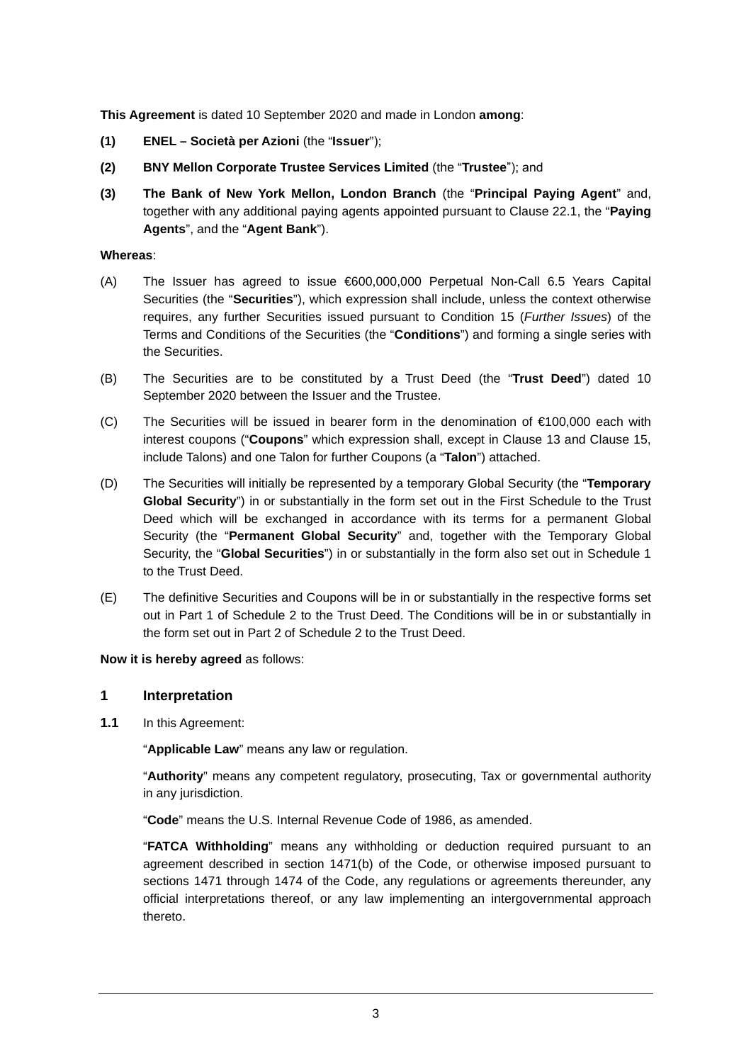**This Agreement** is dated 10 September 2020 and made in London **among**:

**(1)** **ENEL – Società per Azioni** (the "**Issuer**");

**(2)** **BNY Mellon Corporate Trustee Services Limited** (the "**Trustee**"); and

**(3)** **The Bank of New York Mellon, London Branch** (the "**Principal Paying Agent**" and, together with any additional paying agents appointed pursuant to Clause 22.1, the "**Paying Agents**", and the "**Agent Bank**").

**Whereas**:

(A) The Issuer has agreed to issue €600,000,000 Perpetual Non-Call 6.5 Years Capital Securities (the "**Securities**"), which expression shall include, unless the context otherwise requires, any further Securities issued pursuant to Condition 15 (*Further Issues*) of the Terms and Conditions of the Securities (the "**Conditions**") and forming a single series with the Securities.

(B) The Securities are to be constituted by a Trust Deed (the "**Trust Deed**") dated 10 September 2020 between the Issuer and the Trustee.

(C) The Securities will be issued in bearer form in the denomination of €100,000 each with interest coupons ("**Coupons**" which expression shall, except in Clause 13 and Clause 15, include Talons) and one Talon for further Coupons (a "**Talon**") attached.

(D) The Securities will initially be represented by a temporary Global Security (the "**Temporary Global Security**") in or substantially in the form set out in the First Schedule to the Trust Deed which will be exchanged in accordance with its terms for a permanent Global Security (the "**Permanent Global Security**" and, together with the Temporary Global Security, the "**Global Securities**") in or substantially in the form also set out in Schedule 1 to the Trust Deed.

(E) The definitive Securities and Coupons will be in or substantially in the respective forms set out in Part 1 of Schedule 2 to the Trust Deed. The Conditions will be in or substantially in the form set out in Part 2 of Schedule 2 to the Trust Deed.

**Now it is hereby agreed** as follows:

## 1 Interpretation

**1.1** In this Agreement:

"**Applicable Law**" means any law or regulation.

"**Authority**" means any competent regulatory, prosecuting, Tax or governmental authority in any jurisdiction.

"**Code**" means the U.S. Internal Revenue Code of 1986, as amended.

"**FATCA Withholding**" means any withholding or deduction required pursuant to an agreement described in section 1471(b) of the Code, or otherwise imposed pursuant to sections 1471 through 1474 of the Code, any regulations or agreements thereunder, any official interpretations thereof, or any law implementing an intergovernmental approach thereto.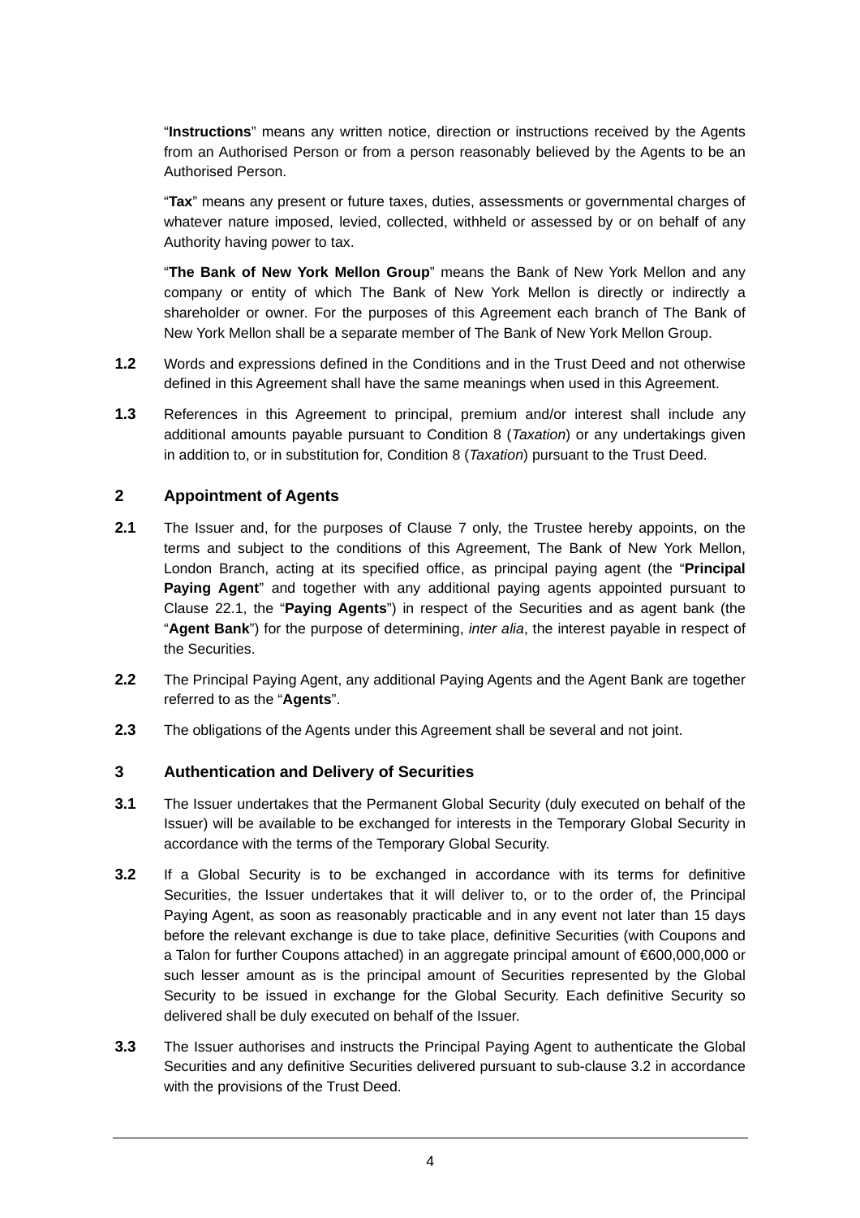"**Instructions**" means any written notice, direction or instructions received by the Agents from an Authorised Person or from a person reasonably believed by the Agents to be an Authorised Person.

"**Tax**" means any present or future taxes, duties, assessments or governmental charges of whatever nature imposed, levied, collected, withheld or assessed by or on behalf of any Authority having power to tax.

"**The Bank of New York Mellon Group**" means the Bank of New York Mellon and any company or entity of which The Bank of New York Mellon is directly or indirectly a shareholder or owner. For the purposes of this Agreement each branch of The Bank of New York Mellon shall be a separate member of The Bank of New York Mellon Group.

**1.2** Words and expressions defined in the Conditions and in the Trust Deed and not otherwise defined in this Agreement shall have the same meanings when used in this Agreement.

**1.3** References in this Agreement to principal, premium and/or interest shall include any additional amounts payable pursuant to Condition 8 (*Taxation*) or any undertakings given in addition to, or in substitution for, Condition 8 (*Taxation*) pursuant to the Trust Deed.

## 2 Appointment of Agents

**2.1** The Issuer and, for the purposes of Clause 7 only, the Trustee hereby appoints, on the terms and subject to the conditions of this Agreement, The Bank of New York Mellon, London Branch, acting at its specified office, as principal paying agent (the "**Principal Paying Agent**" and together with any additional paying agents appointed pursuant to Clause 22.1, the "**Paying Agents**") in respect of the Securities and as agent bank (the "**Agent Bank**") for the purpose of determining, *inter alia*, the interest payable in respect of the Securities.

**2.2** The Principal Paying Agent, any additional Paying Agents and the Agent Bank are together referred to as the "**Agents**".

**2.3** The obligations of the Agents under this Agreement shall be several and not joint.

## 3 Authentication and Delivery of Securities

**3.1** The Issuer undertakes that the Permanent Global Security (duly executed on behalf of the Issuer) will be available to be exchanged for interests in the Temporary Global Security in accordance with the terms of the Temporary Global Security.

**3.2** If a Global Security is to be exchanged in accordance with its terms for definitive Securities, the Issuer undertakes that it will deliver to, or to the order of, the Principal Paying Agent, as soon as reasonably practicable and in any event not later than 15 days before the relevant exchange is due to take place, definitive Securities (with Coupons and a Talon for further Coupons attached) in an aggregate principal amount of €600,000,000 or such lesser amount as is the principal amount of Securities represented by the Global Security to be issued in exchange for the Global Security. Each definitive Security so delivered shall be duly executed on behalf of the Issuer.

**3.3** The Issuer authorises and instructs the Principal Paying Agent to authenticate the Global Securities and any definitive Securities delivered pursuant to sub-clause 3.2 in accordance with the provisions of the Trust Deed.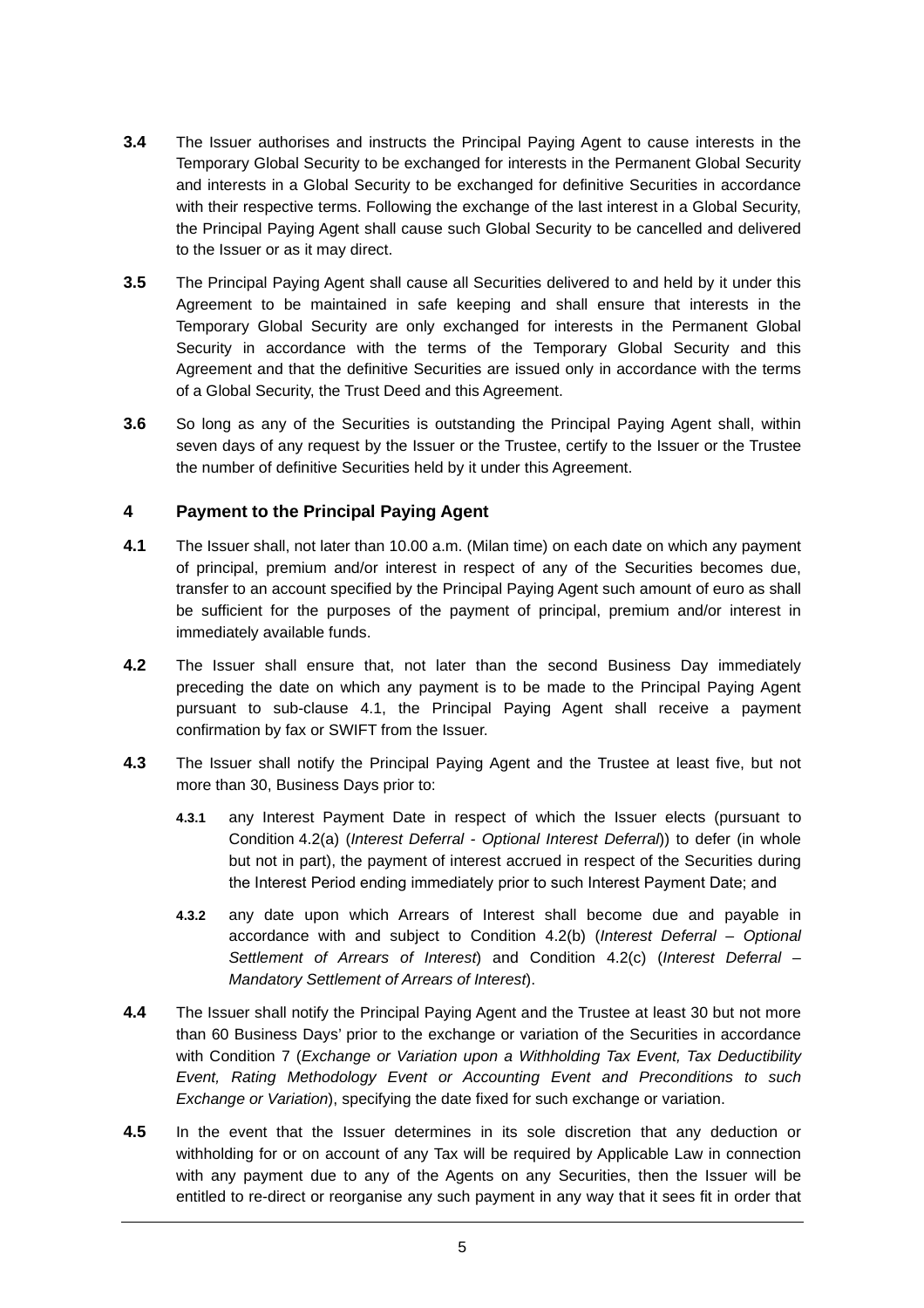**3.4** The Issuer authorises and instructs the Principal Paying Agent to cause interests in the Temporary Global Security to be exchanged for interests in the Permanent Global Security and interests in a Global Security to be exchanged for definitive Securities in accordance with their respective terms. Following the exchange of the last interest in a Global Security, the Principal Paying Agent shall cause such Global Security to be cancelled and delivered to the Issuer or as it may direct.

**3.5** The Principal Paying Agent shall cause all Securities delivered to and held by it under this Agreement to be maintained in safe keeping and shall ensure that interests in the Temporary Global Security are only exchanged for interests in the Permanent Global Security in accordance with the terms of the Temporary Global Security and this Agreement and that the definitive Securities are issued only in accordance with the terms of a Global Security, the Trust Deed and this Agreement.

**3.6** So long as any of the Securities is outstanding the Principal Paying Agent shall, within seven days of any request by the Issuer or the Trustee, certify to the Issuer or the Trustee the number of definitive Securities held by it under this Agreement.

## 4 Payment to the Principal Paying Agent

**4.1** The Issuer shall, not later than 10.00 a.m. (Milan time) on each date on which any payment of principal, premium and/or interest in respect of any of the Securities becomes due, transfer to an account specified by the Principal Paying Agent such amount of euro as shall be sufficient for the purposes of the payment of principal, premium and/or interest in immediately available funds.

**4.2** The Issuer shall ensure that, not later than the second Business Day immediately preceding the date on which any payment is to be made to the Principal Paying Agent pursuant to sub-clause 4.1, the Principal Paying Agent shall receive a payment confirmation by fax or SWIFT from the Issuer.

**4.3** The Issuer shall notify the Principal Paying Agent and the Trustee at least five, but not more than 30, Business Days prior to:

**4.3.1** any Interest Payment Date in respect of which the Issuer elects (pursuant to Condition 4.2(a) (*Interest Deferral - Optional Interest Deferral*)) to defer (in whole but not in part), the payment of interest accrued in respect of the Securities during the Interest Period ending immediately prior to such Interest Payment Date; and

**4.3.2** any date upon which Arrears of Interest shall become due and payable in accordance with and subject to Condition 4.2(b) (*Interest Deferral – Optional Settlement of Arrears of Interest*) and Condition 4.2(c) (*Interest Deferral – Mandatory Settlement of Arrears of Interest*).

**4.4** The Issuer shall notify the Principal Paying Agent and the Trustee at least 30 but not more than 60 Business Days' prior to the exchange or variation of the Securities in accordance with Condition 7 (*Exchange or Variation upon a Withholding Tax Event, Tax Deductibility Event, Rating Methodology Event or Accounting Event and Preconditions to such Exchange or Variation*), specifying the date fixed for such exchange or variation.

**4.5** In the event that the Issuer determines in its sole discretion that any deduction or withholding for or on account of any Tax will be required by Applicable Law in connection with any payment due to any of the Agents on any Securities, then the Issuer will be entitled to re-direct or reorganise any such payment in any way that it sees fit in order that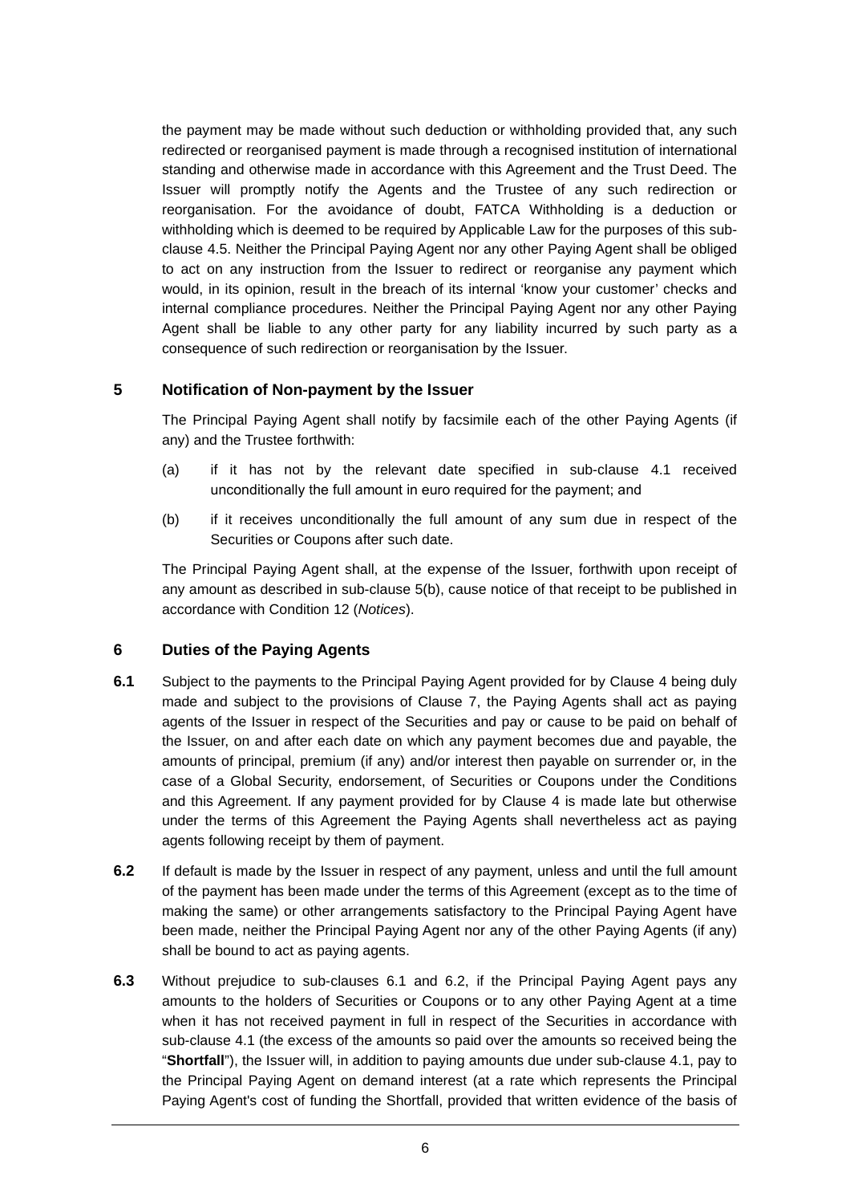the payment may be made without such deduction or withholding provided that, any such redirected or reorganised payment is made through a recognised institution of international standing and otherwise made in accordance with this Agreement and the Trust Deed. The Issuer will promptly notify the Agents and the Trustee of any such redirection or reorganisation. For the avoidance of doubt, FATCA Withholding is a deduction or withholding which is deemed to be required by Applicable Law for the purposes of this sub-clause 4.5. Neither the Principal Paying Agent nor any other Paying Agent shall be obliged to act on any instruction from the Issuer to redirect or reorganise any payment which would, in its opinion, result in the breach of its internal 'know your customer' checks and internal compliance procedures. Neither the Principal Paying Agent nor any other Paying Agent shall be liable to any other party for any liability incurred by such party as a consequence of such redirection or reorganisation by the Issuer.

## 5 Notification of Non-payment by the Issuer

The Principal Paying Agent shall notify by facsimile each of the other Paying Agents (if any) and the Trustee forthwith:

(a) if it has not by the relevant date specified in sub-clause 4.1 received unconditionally the full amount in euro required for the payment; and

(b) if it receives unconditionally the full amount of any sum due in respect of the Securities or Coupons after such date.

The Principal Paying Agent shall, at the expense of the Issuer, forthwith upon receipt of any amount as described in sub-clause 5(b), cause notice of that receipt to be published in accordance with Condition 12 (*Notices*).

## 6 Duties of the Paying Agents

**6.1** Subject to the payments to the Principal Paying Agent provided for by Clause 4 being duly made and subject to the provisions of Clause 7, the Paying Agents shall act as paying agents of the Issuer in respect of the Securities and pay or cause to be paid on behalf of the Issuer, on and after each date on which any payment becomes due and payable, the amounts of principal, premium (if any) and/or interest then payable on surrender or, in the case of a Global Security, endorsement, of Securities or Coupons under the Conditions and this Agreement. If any payment provided for by Clause 4 is made late but otherwise under the terms of this Agreement the Paying Agents shall nevertheless act as paying agents following receipt by them of payment.

**6.2** If default is made by the Issuer in respect of any payment, unless and until the full amount of the payment has been made under the terms of this Agreement (except as to the time of making the same) or other arrangements satisfactory to the Principal Paying Agent have been made, neither the Principal Paying Agent nor any of the other Paying Agents (if any) shall be bound to act as paying agents.

**6.3** Without prejudice to sub-clauses 6.1 and 6.2, if the Principal Paying Agent pays any amounts to the holders of Securities or Coupons or to any other Paying Agent at a time when it has not received payment in full in respect of the Securities in accordance with sub-clause 4.1 (the excess of the amounts so paid over the amounts so received being the "**Shortfall**"), the Issuer will, in addition to paying amounts due under sub-clause 4.1, pay to the Principal Paying Agent on demand interest (at a rate which represents the Principal Paying Agent's cost of funding the Shortfall, provided that written evidence of the basis of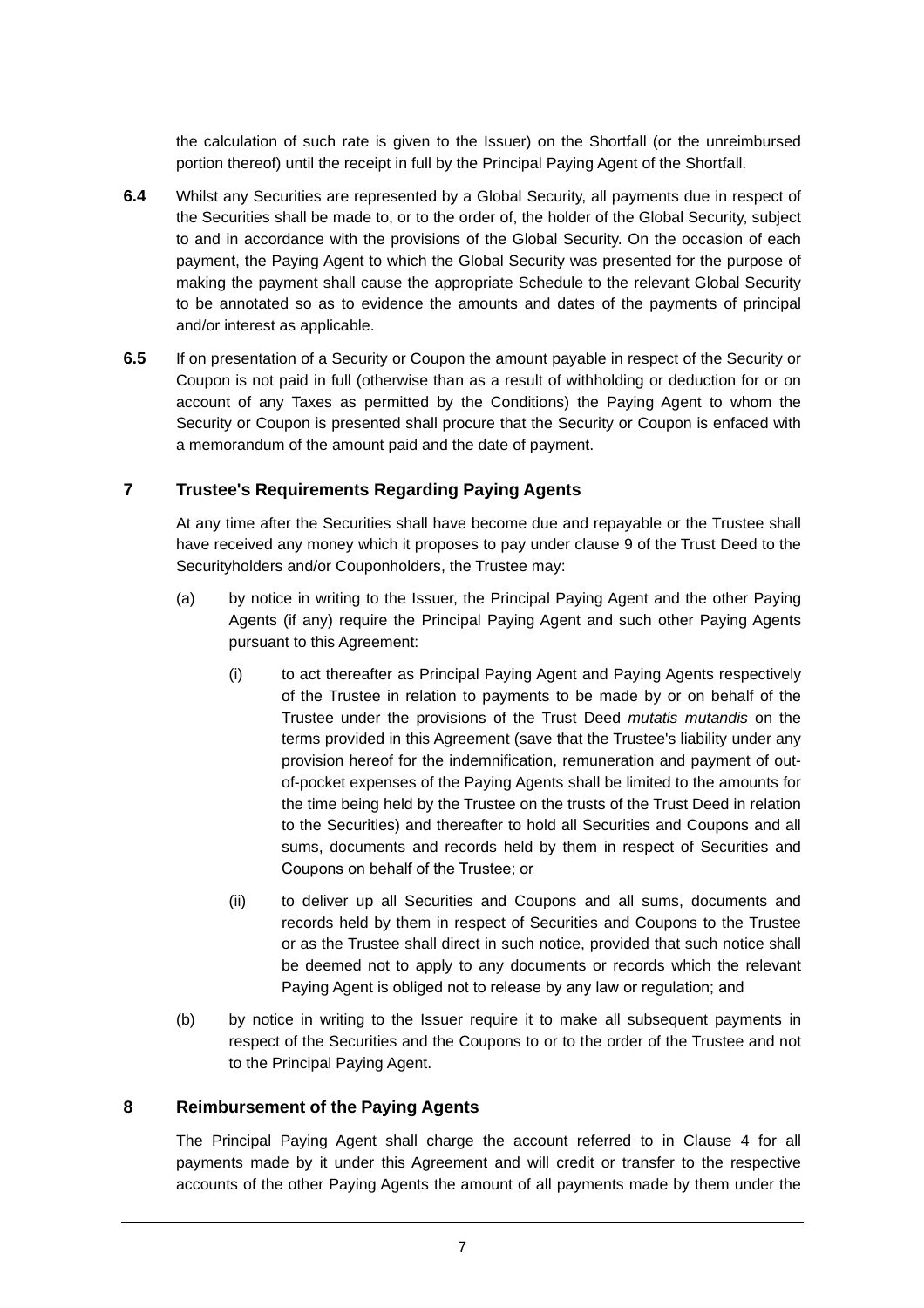the calculation of such rate is given to the Issuer) on the Shortfall (or the unreimbursed portion thereof) until the receipt in full by the Principal Paying Agent of the Shortfall.

**6.4** Whilst any Securities are represented by a Global Security, all payments due in respect of the Securities shall be made to, or to the order of, the holder of the Global Security, subject to and in accordance with the provisions of the Global Security. On the occasion of each payment, the Paying Agent to which the Global Security was presented for the purpose of making the payment shall cause the appropriate Schedule to the relevant Global Security to be annotated so as to evidence the amounts and dates of the payments of principal and/or interest as applicable.

**6.5** If on presentation of a Security or Coupon the amount payable in respect of the Security or Coupon is not paid in full (otherwise than as a result of withholding or deduction for or on account of any Taxes as permitted by the Conditions) the Paying Agent to whom the Security or Coupon is presented shall procure that the Security or Coupon is enfaced with a memorandum of the amount paid and the date of payment.

## 7 Trustee's Requirements Regarding Paying Agents

At any time after the Securities shall have become due and repayable or the Trustee shall have received any money which it proposes to pay under clause 9 of the Trust Deed to the Securityholders and/or Couponholders, the Trustee may:

(a) by notice in writing to the Issuer, the Principal Paying Agent and the other Paying Agents (if any) require the Principal Paying Agent and such other Paying Agents pursuant to this Agreement:

(i) to act thereafter as Principal Paying Agent and Paying Agents respectively of the Trustee in relation to payments to be made by or on behalf of the Trustee under the provisions of the Trust Deed *mutatis mutandis* on the terms provided in this Agreement (save that the Trustee's liability under any provision hereof for the indemnification, remuneration and payment of out-of-pocket expenses of the Paying Agents shall be limited to the amounts for the time being held by the Trustee on the trusts of the Trust Deed in relation to the Securities) and thereafter to hold all Securities and Coupons and all sums, documents and records held by them in respect of Securities and Coupons on behalf of the Trustee; or

(ii) to deliver up all Securities and Coupons and all sums, documents and records held by them in respect of Securities and Coupons to the Trustee or as the Trustee shall direct in such notice, provided that such notice shall be deemed not to apply to any documents or records which the relevant Paying Agent is obliged not to release by any law or regulation; and

(b) by notice in writing to the Issuer require it to make all subsequent payments in respect of the Securities and the Coupons to or to the order of the Trustee and not to the Principal Paying Agent.

## 8 Reimbursement of the Paying Agents

The Principal Paying Agent shall charge the account referred to in Clause 4 for all payments made by it under this Agreement and will credit or transfer to the respective accounts of the other Paying Agents the amount of all payments made by them under the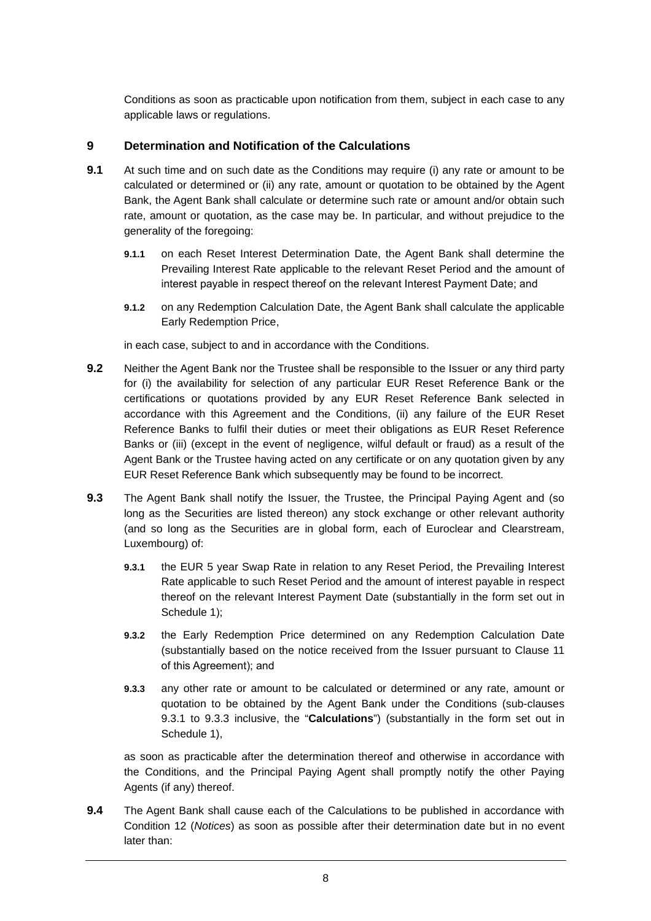Conditions as soon as practicable upon notification from them, subject in each case to any applicable laws or regulations.

## 9 Determination and Notification of the Calculations

**9.1** At such time and on such date as the Conditions may require (i) any rate or amount to be calculated or determined or (ii) any rate, amount or quotation to be obtained by the Agent Bank, the Agent Bank shall calculate or determine such rate or amount and/or obtain such rate, amount or quotation, as the case may be. In particular, and without prejudice to the generality of the foregoing:

**9.1.1** on each Reset Interest Determination Date, the Agent Bank shall determine the Prevailing Interest Rate applicable to the relevant Reset Period and the amount of interest payable in respect thereof on the relevant Interest Payment Date; and

**9.1.2** on any Redemption Calculation Date, the Agent Bank shall calculate the applicable Early Redemption Price,

in each case, subject to and in accordance with the Conditions.

**9.2** Neither the Agent Bank nor the Trustee shall be responsible to the Issuer or any third party for (i) the availability for selection of any particular EUR Reset Reference Bank or the certifications or quotations provided by any EUR Reset Reference Bank selected in accordance with this Agreement and the Conditions, (ii) any failure of the EUR Reset Reference Banks to fulfil their duties or meet their obligations as EUR Reset Reference Banks or (iii) (except in the event of negligence, wilful default or fraud) as a result of the Agent Bank or the Trustee having acted on any certificate or on any quotation given by any EUR Reset Reference Bank which subsequently may be found to be incorrect.

**9.3** The Agent Bank shall notify the Issuer, the Trustee, the Principal Paying Agent and (so long as the Securities are listed thereon) any stock exchange or other relevant authority (and so long as the Securities are in global form, each of Euroclear and Clearstream, Luxembourg) of:

**9.3.1** the EUR 5 year Swap Rate in relation to any Reset Period, the Prevailing Interest Rate applicable to such Reset Period and the amount of interest payable in respect thereof on the relevant Interest Payment Date (substantially in the form set out in Schedule 1);

**9.3.2** the Early Redemption Price determined on any Redemption Calculation Date (substantially based on the notice received from the Issuer pursuant to Clause 11 of this Agreement); and

**9.3.3** any other rate or amount to be calculated or determined or any rate, amount or quotation to be obtained by the Agent Bank under the Conditions (sub-clauses 9.3.1 to 9.3.3 inclusive, the "**Calculations**") (substantially in the form set out in Schedule 1),

as soon as practicable after the determination thereof and otherwise in accordance with the Conditions, and the Principal Paying Agent shall promptly notify the other Paying Agents (if any) thereof.

**9.4** The Agent Bank shall cause each of the Calculations to be published in accordance with Condition 12 (*Notices*) as soon as possible after their determination date but in no event later than: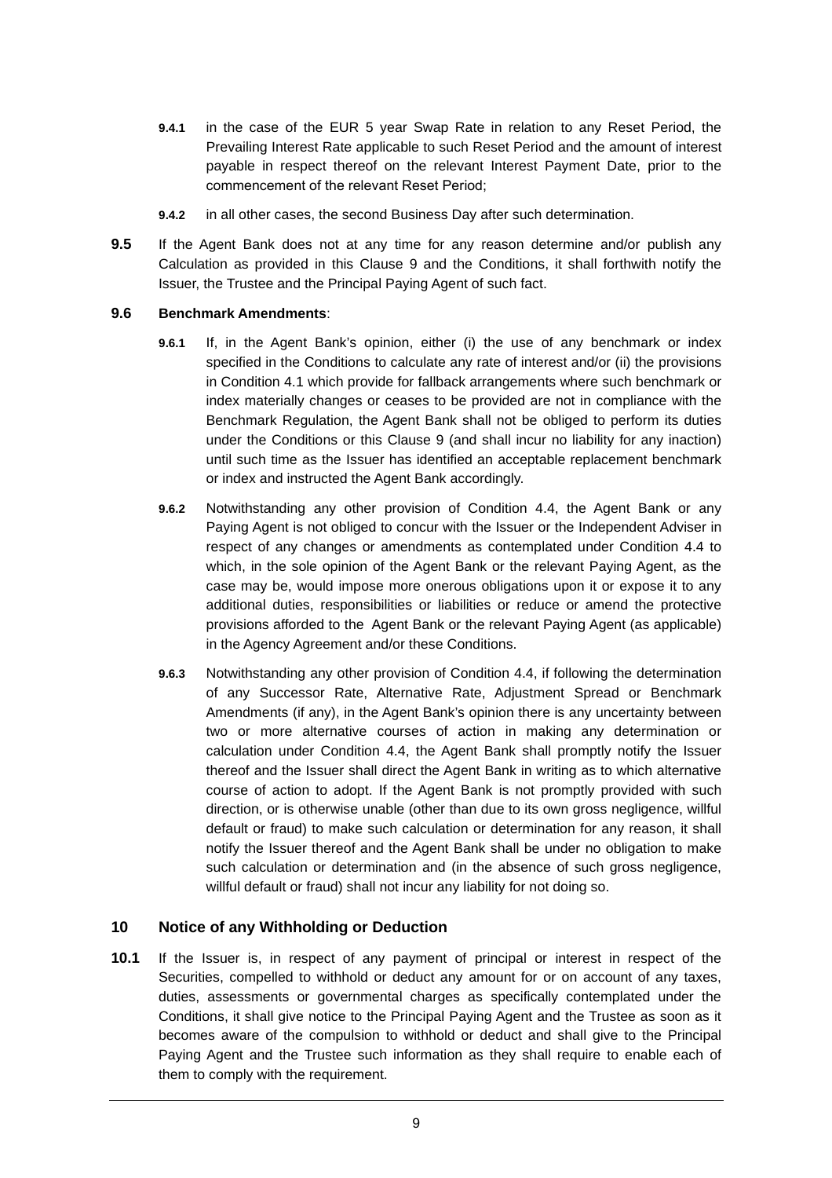**9.4.1** in the case of the EUR 5 year Swap Rate in relation to any Reset Period, the Prevailing Interest Rate applicable to such Reset Period and the amount of interest payable in respect thereof on the relevant Interest Payment Date, prior to the commencement of the relevant Reset Period;

**9.4.2** in all other cases, the second Business Day after such determination.

**9.5** If the Agent Bank does not at any time for any reason determine and/or publish any Calculation as provided in this Clause 9 and the Conditions, it shall forthwith notify the Issuer, the Trustee and the Principal Paying Agent of such fact.

**9.6** **Benchmark Amendments**:

**9.6.1** If, in the Agent Bank's opinion, either (i) the use of any benchmark or index specified in the Conditions to calculate any rate of interest and/or (ii) the provisions in Condition 4.1 which provide for fallback arrangements where such benchmark or index materially changes or ceases to be provided are not in compliance with the Benchmark Regulation, the Agent Bank shall not be obliged to perform its duties under the Conditions or this Clause 9 (and shall incur no liability for any inaction) until such time as the Issuer has identified an acceptable replacement benchmark or index and instructed the Agent Bank accordingly.

**9.6.2** Notwithstanding any other provision of Condition 4.4, the Agent Bank or any Paying Agent is not obliged to concur with the Issuer or the Independent Adviser in respect of any changes or amendments as contemplated under Condition 4.4 to which, in the sole opinion of the Agent Bank or the relevant Paying Agent, as the case may be, would impose more onerous obligations upon it or expose it to any additional duties, responsibilities or liabilities or reduce or amend the protective provisions afforded to the Agent Bank or the relevant Paying Agent (as applicable) in the Agency Agreement and/or these Conditions.

**9.6.3** Notwithstanding any other provision of Condition 4.4, if following the determination of any Successor Rate, Alternative Rate, Adjustment Spread or Benchmark Amendments (if any), in the Agent Bank's opinion there is any uncertainty between two or more alternative courses of action in making any determination or calculation under Condition 4.4, the Agent Bank shall promptly notify the Issuer thereof and the Issuer shall direct the Agent Bank in writing as to which alternative course of action to adopt. If the Agent Bank is not promptly provided with such direction, or is otherwise unable (other than due to its own gross negligence, willful default or fraud) to make such calculation or determination for any reason, it shall notify the Issuer thereof and the Agent Bank shall be under no obligation to make such calculation or determination and (in the absence of such gross negligence, willful default or fraud) shall not incur any liability for not doing so.

## 10 Notice of any Withholding or Deduction

**10.1** If the Issuer is, in respect of any payment of principal or interest in respect of the Securities, compelled to withhold or deduct any amount for or on account of any taxes, duties, assessments or governmental charges as specifically contemplated under the Conditions, it shall give notice to the Principal Paying Agent and the Trustee as soon as it becomes aware of the compulsion to withhold or deduct and shall give to the Principal Paying Agent and the Trustee such information as they shall require to enable each of them to comply with the requirement.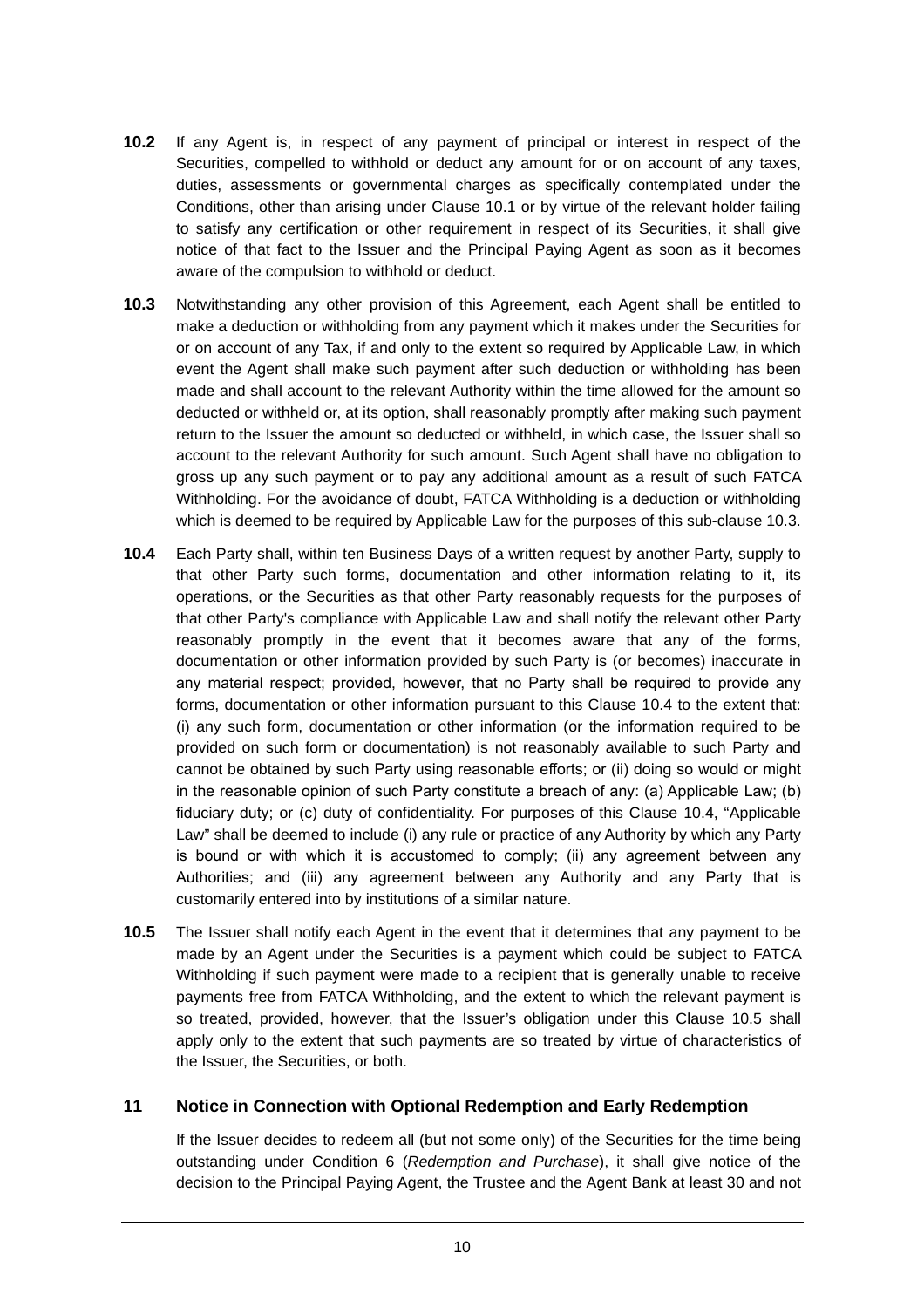**10.2** If any Agent is, in respect of any payment of principal or interest in respect of the Securities, compelled to withhold or deduct any amount for or on account of any taxes, duties, assessments or governmental charges as specifically contemplated under the Conditions, other than arising under Clause 10.1 or by virtue of the relevant holder failing to satisfy any certification or other requirement in respect of its Securities, it shall give notice of that fact to the Issuer and the Principal Paying Agent as soon as it becomes aware of the compulsion to withhold or deduct.

**10.3** Notwithstanding any other provision of this Agreement, each Agent shall be entitled to make a deduction or withholding from any payment which it makes under the Securities for or on account of any Tax, if and only to the extent so required by Applicable Law, in which event the Agent shall make such payment after such deduction or withholding has been made and shall account to the relevant Authority within the time allowed for the amount so deducted or withheld or, at its option, shall reasonably promptly after making such payment return to the Issuer the amount so deducted or withheld, in which case, the Issuer shall so account to the relevant Authority for such amount. Such Agent shall have no obligation to gross up any such payment or to pay any additional amount as a result of such FATCA Withholding. For the avoidance of doubt, FATCA Withholding is a deduction or withholding which is deemed to be required by Applicable Law for the purposes of this sub-clause 10.3.

**10.4** Each Party shall, within ten Business Days of a written request by another Party, supply to that other Party such forms, documentation and other information relating to it, its operations, or the Securities as that other Party reasonably requests for the purposes of that other Party's compliance with Applicable Law and shall notify the relevant other Party reasonably promptly in the event that it becomes aware that any of the forms, documentation or other information provided by such Party is (or becomes) inaccurate in any material respect; provided, however, that no Party shall be required to provide any forms, documentation or other information pursuant to this Clause 10.4 to the extent that: (i) any such form, documentation or other information (or the information required to be provided on such form or documentation) is not reasonably available to such Party and cannot be obtained by such Party using reasonable efforts; or (ii) doing so would or might in the reasonable opinion of such Party constitute a breach of any: (a) Applicable Law; (b) fiduciary duty; or (c) duty of confidentiality. For purposes of this Clause 10.4, “Applicable Law” shall be deemed to include (i) any rule or practice of any Authority by which any Party is bound or with which it is accustomed to comply; (ii) any agreement between any Authorities; and (iii) any agreement between any Authority and any Party that is customarily entered into by institutions of a similar nature.

**10.5** The Issuer shall notify each Agent in the event that it determines that any payment to be made by an Agent under the Securities is a payment which could be subject to FATCA Withholding if such payment were made to a recipient that is generally unable to receive payments free from FATCA Withholding, and the extent to which the relevant payment is so treated, provided, however, that the Issuer’s obligation under this Clause 10.5 shall apply only to the extent that such payments are so treated by virtue of characteristics of the Issuer, the Securities, or both.

## 11 Notice in Connection with Optional Redemption and Early Redemption

If the Issuer decides to redeem all (but not some only) of the Securities for the time being outstanding under Condition 6 (*Redemption and Purchase*), it shall give notice of the decision to the Principal Paying Agent, the Trustee and the Agent Bank at least 30 and not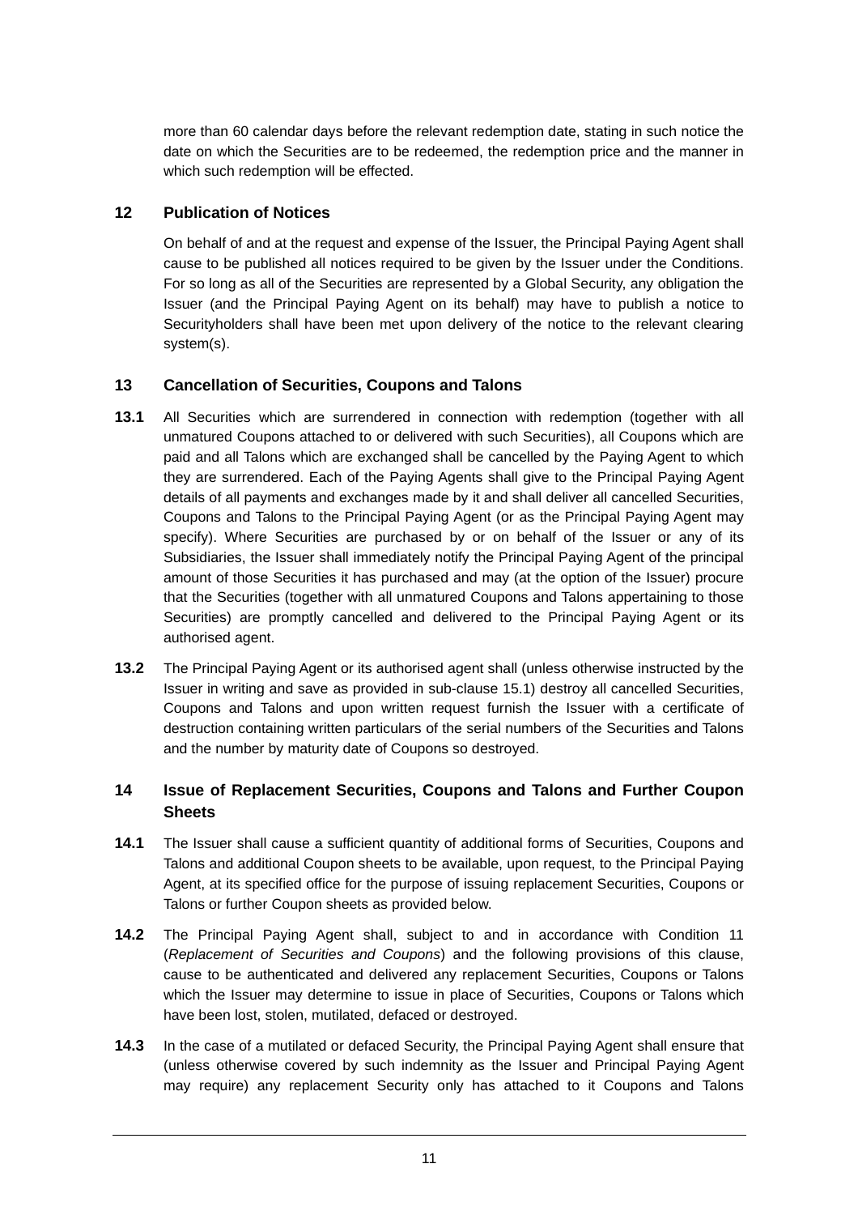more than 60 calendar days before the relevant redemption date, stating in such notice the date on which the Securities are to be redeemed, the redemption price and the manner in which such redemption will be effected.

## 12 Publication of Notices

On behalf of and at the request and expense of the Issuer, the Principal Paying Agent shall cause to be published all notices required to be given by the Issuer under the Conditions. For so long as all of the Securities are represented by a Global Security, any obligation the Issuer (and the Principal Paying Agent on its behalf) may have to publish a notice to Securityholders shall have been met upon delivery of the notice to the relevant clearing system(s).

## 13 Cancellation of Securities, Coupons and Talons

**13.1** All Securities which are surrendered in connection with redemption (together with all unmatured Coupons attached to or delivered with such Securities), all Coupons which are paid and all Talons which are exchanged shall be cancelled by the Paying Agent to which they are surrendered. Each of the Paying Agents shall give to the Principal Paying Agent details of all payments and exchanges made by it and shall deliver all cancelled Securities, Coupons and Talons to the Principal Paying Agent (or as the Principal Paying Agent may specify). Where Securities are purchased by or on behalf of the Issuer or any of its Subsidiaries, the Issuer shall immediately notify the Principal Paying Agent of the principal amount of those Securities it has purchased and may (at the option of the Issuer) procure that the Securities (together with all unmatured Coupons and Talons appertaining to those Securities) are promptly cancelled and delivered to the Principal Paying Agent or its authorised agent.

**13.2** The Principal Paying Agent or its authorised agent shall (unless otherwise instructed by the Issuer in writing and save as provided in sub-clause 15.1) destroy all cancelled Securities, Coupons and Talons and upon written request furnish the Issuer with a certificate of destruction containing written particulars of the serial numbers of the Securities and Talons and the number by maturity date of Coupons so destroyed.

## 14 Issue of Replacement Securities, Coupons and Talons and Further Coupon Sheets

**14.1** The Issuer shall cause a sufficient quantity of additional forms of Securities, Coupons and Talons and additional Coupon sheets to be available, upon request, to the Principal Paying Agent, at its specified office for the purpose of issuing replacement Securities, Coupons or Talons or further Coupon sheets as provided below.

**14.2** The Principal Paying Agent shall, subject to and in accordance with Condition 11 (*Replacement of Securities and Coupons*) and the following provisions of this clause, cause to be authenticated and delivered any replacement Securities, Coupons or Talons which the Issuer may determine to issue in place of Securities, Coupons or Talons which have been lost, stolen, mutilated, defaced or destroyed.

**14.3** In the case of a mutilated or defaced Security, the Principal Paying Agent shall ensure that (unless otherwise covered by such indemnity as the Issuer and Principal Paying Agent may require) any replacement Security only has attached to it Coupons and Talons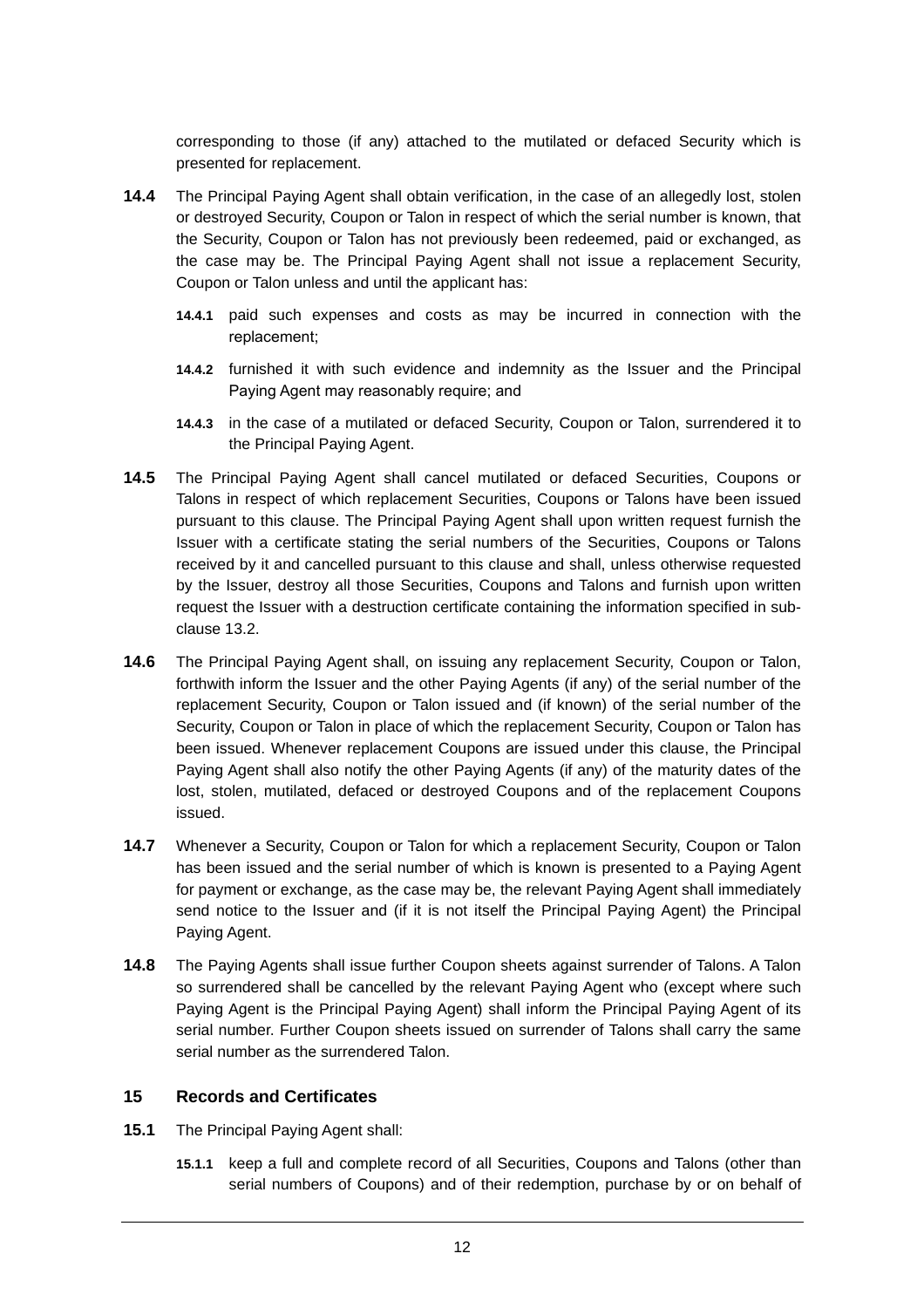corresponding to those (if any) attached to the mutilated or defaced Security which is presented for replacement.

**14.4** The Principal Paying Agent shall obtain verification, in the case of an allegedly lost, stolen or destroyed Security, Coupon or Talon in respect of which the serial number is known, that the Security, Coupon or Talon has not previously been redeemed, paid or exchanged, as the case may be. The Principal Paying Agent shall not issue a replacement Security, Coupon or Talon unless and until the applicant has:

**14.4.1** paid such expenses and costs as may be incurred in connection with the replacement;

**14.4.2** furnished it with such evidence and indemnity as the Issuer and the Principal Paying Agent may reasonably require; and

**14.4.3** in the case of a mutilated or defaced Security, Coupon or Talon, surrendered it to the Principal Paying Agent.

**14.5** The Principal Paying Agent shall cancel mutilated or defaced Securities, Coupons or Talons in respect of which replacement Securities, Coupons or Talons have been issued pursuant to this clause. The Principal Paying Agent shall upon written request furnish the Issuer with a certificate stating the serial numbers of the Securities, Coupons or Talons received by it and cancelled pursuant to this clause and shall, unless otherwise requested by the Issuer, destroy all those Securities, Coupons and Talons and furnish upon written request the Issuer with a destruction certificate containing the information specified in sub-clause 13.2.

**14.6** The Principal Paying Agent shall, on issuing any replacement Security, Coupon or Talon, forthwith inform the Issuer and the other Paying Agents (if any) of the serial number of the replacement Security, Coupon or Talon issued and (if known) of the serial number of the Security, Coupon or Talon in place of which the replacement Security, Coupon or Talon has been issued. Whenever replacement Coupons are issued under this clause, the Principal Paying Agent shall also notify the other Paying Agents (if any) of the maturity dates of the lost, stolen, mutilated, defaced or destroyed Coupons and of the replacement Coupons issued.

**14.7** Whenever a Security, Coupon or Talon for which a replacement Security, Coupon or Talon has been issued and the serial number of which is known is presented to a Paying Agent for payment or exchange, as the case may be, the relevant Paying Agent shall immediately send notice to the Issuer and (if it is not itself the Principal Paying Agent) the Principal Paying Agent.

**14.8** The Paying Agents shall issue further Coupon sheets against surrender of Talons. A Talon so surrendered shall be cancelled by the relevant Paying Agent who (except where such Paying Agent is the Principal Paying Agent) shall inform the Principal Paying Agent of its serial number. Further Coupon sheets issued on surrender of Talons shall carry the same serial number as the surrendered Talon.

## 15 Records and Certificates

**15.1** The Principal Paying Agent shall:

**15.1.1** keep a full and complete record of all Securities, Coupons and Talons (other than serial numbers of Coupons) and of their redemption, purchase by or on behalf of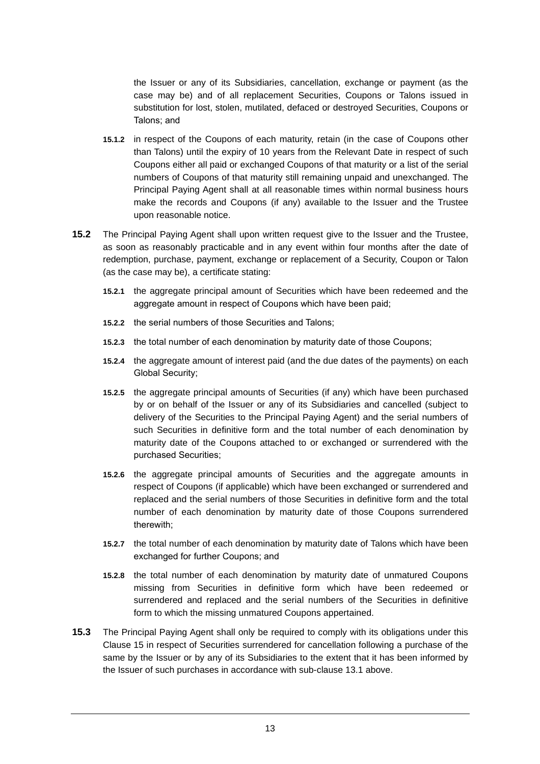the Issuer or any of its Subsidiaries, cancellation, exchange or payment (as the case may be) and of all replacement Securities, Coupons or Talons issued in substitution for lost, stolen, mutilated, defaced or destroyed Securities, Coupons or Talons; and

**15.1.2** in respect of the Coupons of each maturity, retain (in the case of Coupons other than Talons) until the expiry of 10 years from the Relevant Date in respect of such Coupons either all paid or exchanged Coupons of that maturity or a list of the serial numbers of Coupons of that maturity still remaining unpaid and unexchanged. The Principal Paying Agent shall at all reasonable times within normal business hours make the records and Coupons (if any) available to the Issuer and the Trustee upon reasonable notice.

**15.2** The Principal Paying Agent shall upon written request give to the Issuer and the Trustee, as soon as reasonably practicable and in any event within four months after the date of redemption, purchase, payment, exchange or replacement of a Security, Coupon or Talon (as the case may be), a certificate stating:

**15.2.1** the aggregate principal amount of Securities which have been redeemed and the aggregate amount in respect of Coupons which have been paid;

**15.2.2** the serial numbers of those Securities and Talons;

**15.2.3** the total number of each denomination by maturity date of those Coupons;

**15.2.4** the aggregate amount of interest paid (and the due dates of the payments) on each Global Security;

**15.2.5** the aggregate principal amounts of Securities (if any) which have been purchased by or on behalf of the Issuer or any of its Subsidiaries and cancelled (subject to delivery of the Securities to the Principal Paying Agent) and the serial numbers of such Securities in definitive form and the total number of each denomination by maturity date of the Coupons attached to or exchanged or surrendered with the purchased Securities;

**15.2.6** the aggregate principal amounts of Securities and the aggregate amounts in respect of Coupons (if applicable) which have been exchanged or surrendered and replaced and the serial numbers of those Securities in definitive form and the total number of each denomination by maturity date of those Coupons surrendered therewith;

**15.2.7** the total number of each denomination by maturity date of Talons which have been exchanged for further Coupons; and

**15.2.8** the total number of each denomination by maturity date of unmatured Coupons missing from Securities in definitive form which have been redeemed or surrendered and replaced and the serial numbers of the Securities in definitive form to which the missing unmatured Coupons appertained.

**15.3** The Principal Paying Agent shall only be required to comply with its obligations under this Clause 15 in respect of Securities surrendered for cancellation following a purchase of the same by the Issuer or by any of its Subsidiaries to the extent that it has been informed by the Issuer of such purchases in accordance with sub-clause 13.1 above.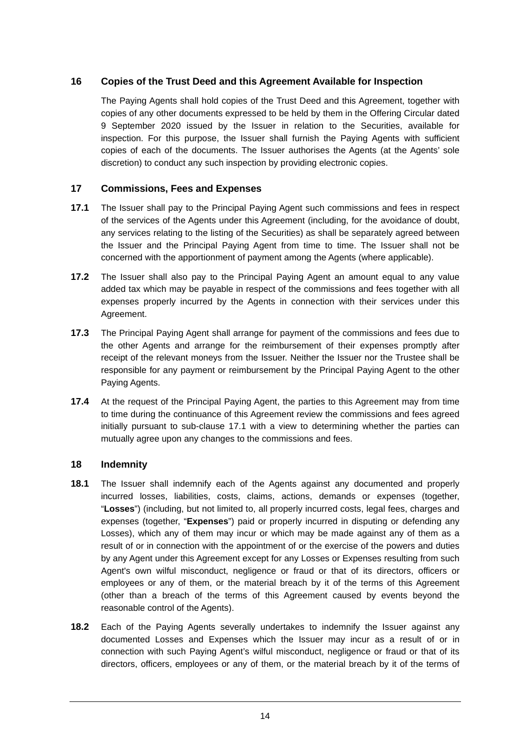## 16 Copies of the Trust Deed and this Agreement Available for Inspection

The Paying Agents shall hold copies of the Trust Deed and this Agreement, together with copies of any other documents expressed to be held by them in the Offering Circular dated 9 September 2020 issued by the Issuer in relation to the Securities, available for inspection. For this purpose, the Issuer shall furnish the Paying Agents with sufficient copies of each of the documents. The Issuer authorises the Agents (at the Agents' sole discretion) to conduct any such inspection by providing electronic copies.

## 17 Commissions, Fees and Expenses

**17.1** The Issuer shall pay to the Principal Paying Agent such commissions and fees in respect of the services of the Agents under this Agreement (including, for the avoidance of doubt, any services relating to the listing of the Securities) as shall be separately agreed between the Issuer and the Principal Paying Agent from time to time. The Issuer shall not be concerned with the apportionment of payment among the Agents (where applicable).

**17.2** The Issuer shall also pay to the Principal Paying Agent an amount equal to any value added tax which may be payable in respect of the commissions and fees together with all expenses properly incurred by the Agents in connection with their services under this Agreement.

**17.3** The Principal Paying Agent shall arrange for payment of the commissions and fees due to the other Agents and arrange for the reimbursement of their expenses promptly after receipt of the relevant moneys from the Issuer. Neither the Issuer nor the Trustee shall be responsible for any payment or reimbursement by the Principal Paying Agent to the other Paying Agents.

**17.4** At the request of the Principal Paying Agent, the parties to this Agreement may from time to time during the continuance of this Agreement review the commissions and fees agreed initially pursuant to sub-clause 17.1 with a view to determining whether the parties can mutually agree upon any changes to the commissions and fees.

## 18 Indemnity

**18.1** The Issuer shall indemnify each of the Agents against any documented and properly incurred losses, liabilities, costs, claims, actions, demands or expenses (together, "**Losses**") (including, but not limited to, all properly incurred costs, legal fees, charges and expenses (together, "**Expenses**") paid or properly incurred in disputing or defending any Losses), which any of them may incur or which may be made against any of them as a result of or in connection with the appointment of or the exercise of the powers and duties by any Agent under this Agreement except for any Losses or Expenses resulting from such Agent's own wilful misconduct, negligence or fraud or that of its directors, officers or employees or any of them, or the material breach by it of the terms of this Agreement (other than a breach of the terms of this Agreement caused by events beyond the reasonable control of the Agents).

**18.2** Each of the Paying Agents severally undertakes to indemnify the Issuer against any documented Losses and Expenses which the Issuer may incur as a result of or in connection with such Paying Agent's wilful misconduct, negligence or fraud or that of its directors, officers, employees or any of them, or the material breach by it of the terms of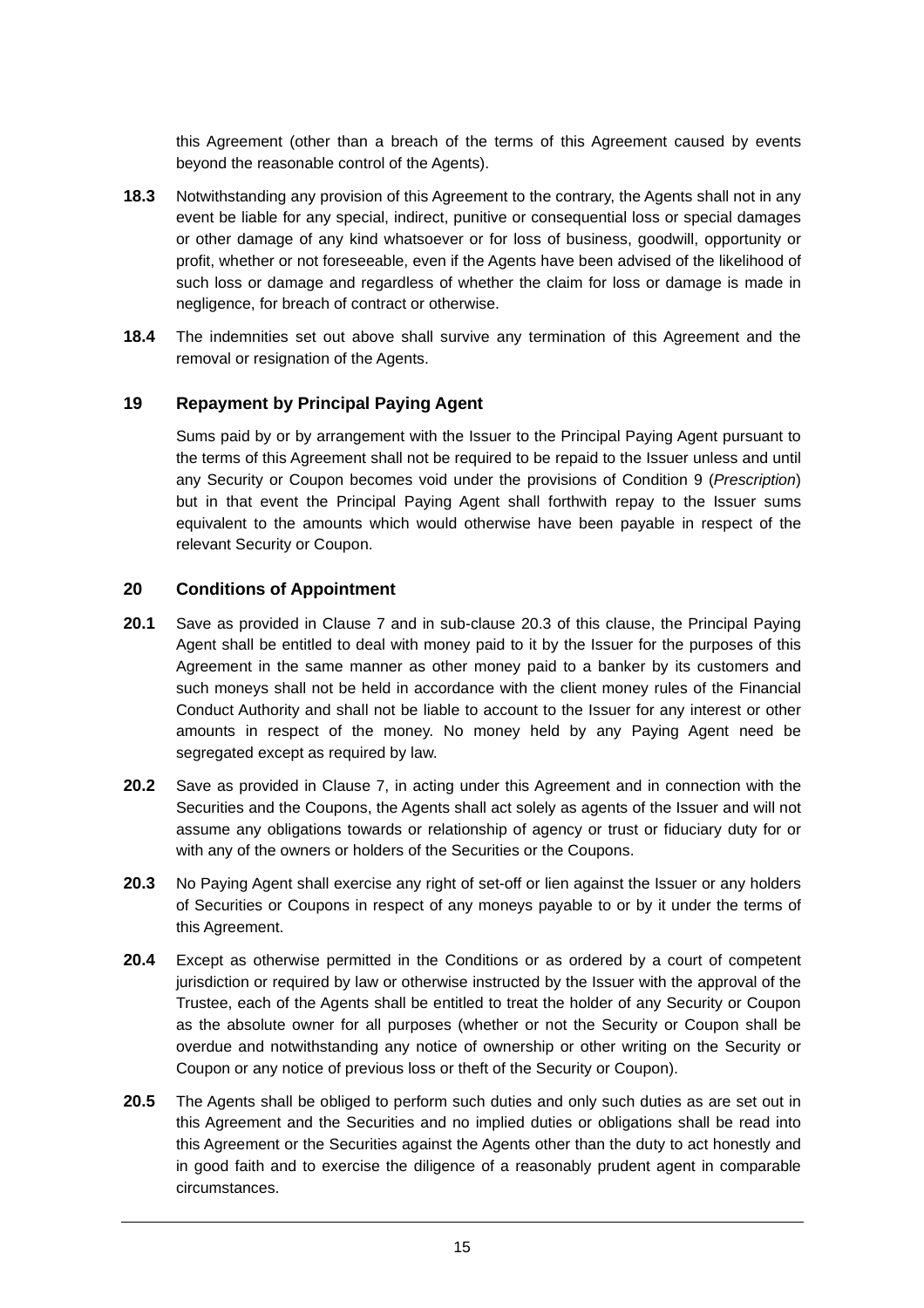this Agreement (other than a breach of the terms of this Agreement caused by events beyond the reasonable control of the Agents).

**18.3** Notwithstanding any provision of this Agreement to the contrary, the Agents shall not in any event be liable for any special, indirect, punitive or consequential loss or special damages or other damage of any kind whatsoever or for loss of business, goodwill, opportunity or profit, whether or not foreseeable, even if the Agents have been advised of the likelihood of such loss or damage and regardless of whether the claim for loss or damage is made in negligence, for breach of contract or otherwise.

**18.4** The indemnities set out above shall survive any termination of this Agreement and the removal or resignation of the Agents.

## 19 Repayment by Principal Paying Agent

Sums paid by or by arrangement with the Issuer to the Principal Paying Agent pursuant to the terms of this Agreement shall not be required to be repaid to the Issuer unless and until any Security or Coupon becomes void under the provisions of Condition 9 (*Prescription*) but in that event the Principal Paying Agent shall forthwith repay to the Issuer sums equivalent to the amounts which would otherwise have been payable in respect of the relevant Security or Coupon.

## 20 Conditions of Appointment

**20.1** Save as provided in Clause 7 and in sub-clause 20.3 of this clause, the Principal Paying Agent shall be entitled to deal with money paid to it by the Issuer for the purposes of this Agreement in the same manner as other money paid to a banker by its customers and such moneys shall not be held in accordance with the client money rules of the Financial Conduct Authority and shall not be liable to account to the Issuer for any interest or other amounts in respect of the money. No money held by any Paying Agent need be segregated except as required by law.

**20.2** Save as provided in Clause 7, in acting under this Agreement and in connection with the Securities and the Coupons, the Agents shall act solely as agents of the Issuer and will not assume any obligations towards or relationship of agency or trust or fiduciary duty for or with any of the owners or holders of the Securities or the Coupons.

**20.3** No Paying Agent shall exercise any right of set-off or lien against the Issuer or any holders of Securities or Coupons in respect of any moneys payable to or by it under the terms of this Agreement.

**20.4** Except as otherwise permitted in the Conditions or as ordered by a court of competent jurisdiction or required by law or otherwise instructed by the Issuer with the approval of the Trustee, each of the Agents shall be entitled to treat the holder of any Security or Coupon as the absolute owner for all purposes (whether or not the Security or Coupon shall be overdue and notwithstanding any notice of ownership or other writing on the Security or Coupon or any notice of previous loss or theft of the Security or Coupon).

**20.5** The Agents shall be obliged to perform such duties and only such duties as are set out in this Agreement and the Securities and no implied duties or obligations shall be read into this Agreement or the Securities against the Agents other than the duty to act honestly and in good faith and to exercise the diligence of a reasonably prudent agent in comparable circumstances.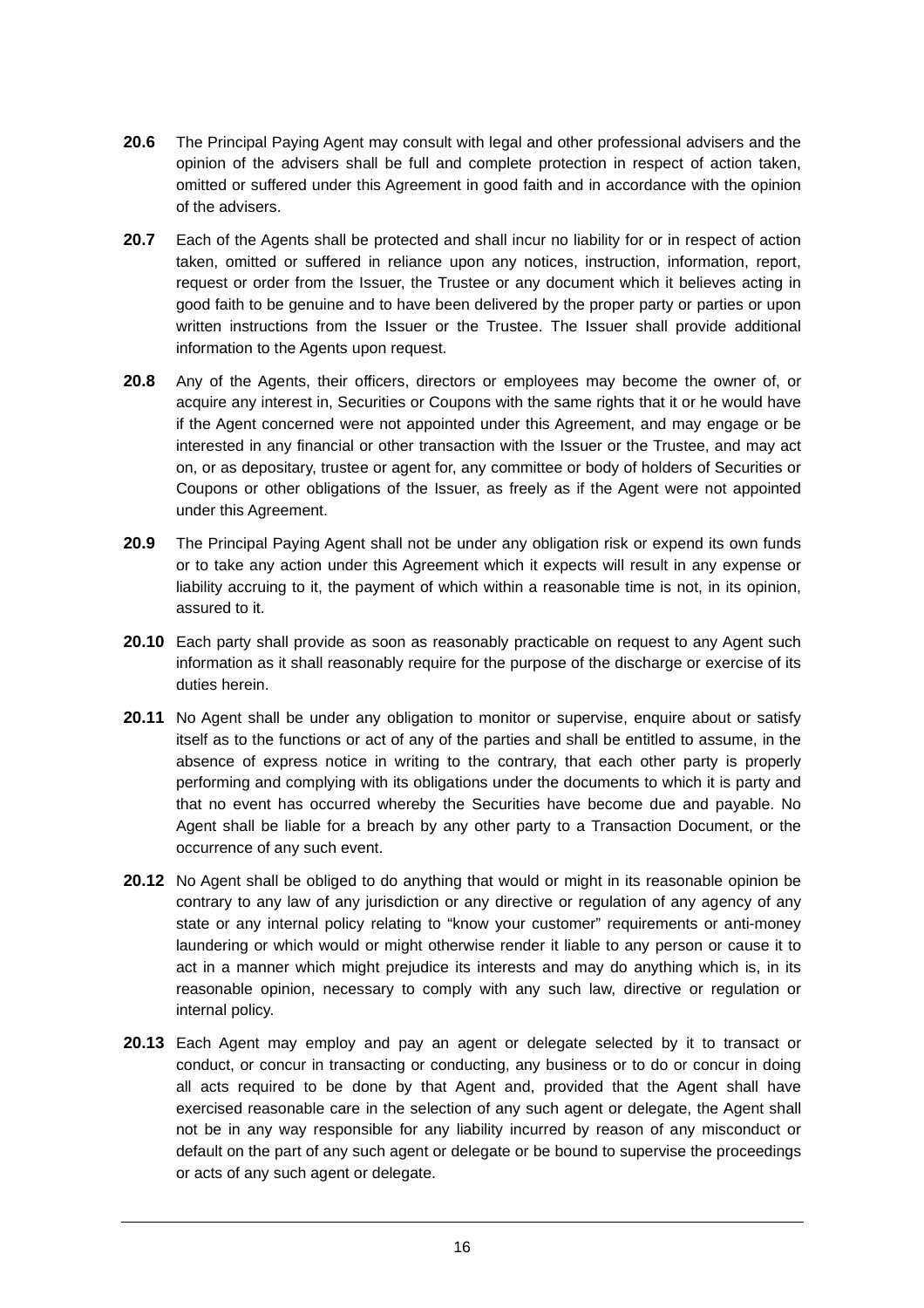**20.6** The Principal Paying Agent may consult with legal and other professional advisers and the opinion of the advisers shall be full and complete protection in respect of action taken, omitted or suffered under this Agreement in good faith and in accordance with the opinion of the advisers.

**20.7** Each of the Agents shall be protected and shall incur no liability for or in respect of action taken, omitted or suffered in reliance upon any notices, instruction, information, report, request or order from the Issuer, the Trustee or any document which it believes acting in good faith to be genuine and to have been delivered by the proper party or parties or upon written instructions from the Issuer or the Trustee. The Issuer shall provide additional information to the Agents upon request.

**20.8** Any of the Agents, their officers, directors or employees may become the owner of, or acquire any interest in, Securities or Coupons with the same rights that it or he would have if the Agent concerned were not appointed under this Agreement, and may engage or be interested in any financial or other transaction with the Issuer or the Trustee, and may act on, or as depositary, trustee or agent for, any committee or body of holders of Securities or Coupons or other obligations of the Issuer, as freely as if the Agent were not appointed under this Agreement.

**20.9** The Principal Paying Agent shall not be under any obligation risk or expend its own funds or to take any action under this Agreement which it expects will result in any expense or liability accruing to it, the payment of which within a reasonable time is not, in its opinion, assured to it.

**20.10** Each party shall provide as soon as reasonably practicable on request to any Agent such information as it shall reasonably require for the purpose of the discharge or exercise of its duties herein.

**20.11** No Agent shall be under any obligation to monitor or supervise, enquire about or satisfy itself as to the functions or act of any of the parties and shall be entitled to assume, in the absence of express notice in writing to the contrary, that each other party is properly performing and complying with its obligations under the documents to which it is party and that no event has occurred whereby the Securities have become due and payable. No Agent shall be liable for a breach by any other party to a Transaction Document, or the occurrence of any such event.

**20.12** No Agent shall be obliged to do anything that would or might in its reasonable opinion be contrary to any law of any jurisdiction or any directive or regulation of any agency of any state or any internal policy relating to "know your customer" requirements or anti-money laundering or which would or might otherwise render it liable to any person or cause it to act in a manner which might prejudice its interests and may do anything which is, in its reasonable opinion, necessary to comply with any such law, directive or regulation or internal policy.

**20.13** Each Agent may employ and pay an agent or delegate selected by it to transact or conduct, or concur in transacting or conducting, any business or to do or concur in doing all acts required to be done by that Agent and, provided that the Agent shall have exercised reasonable care in the selection of any such agent or delegate, the Agent shall not be in any way responsible for any liability incurred by reason of any misconduct or default on the part of any such agent or delegate or be bound to supervise the proceedings or acts of any such agent or delegate.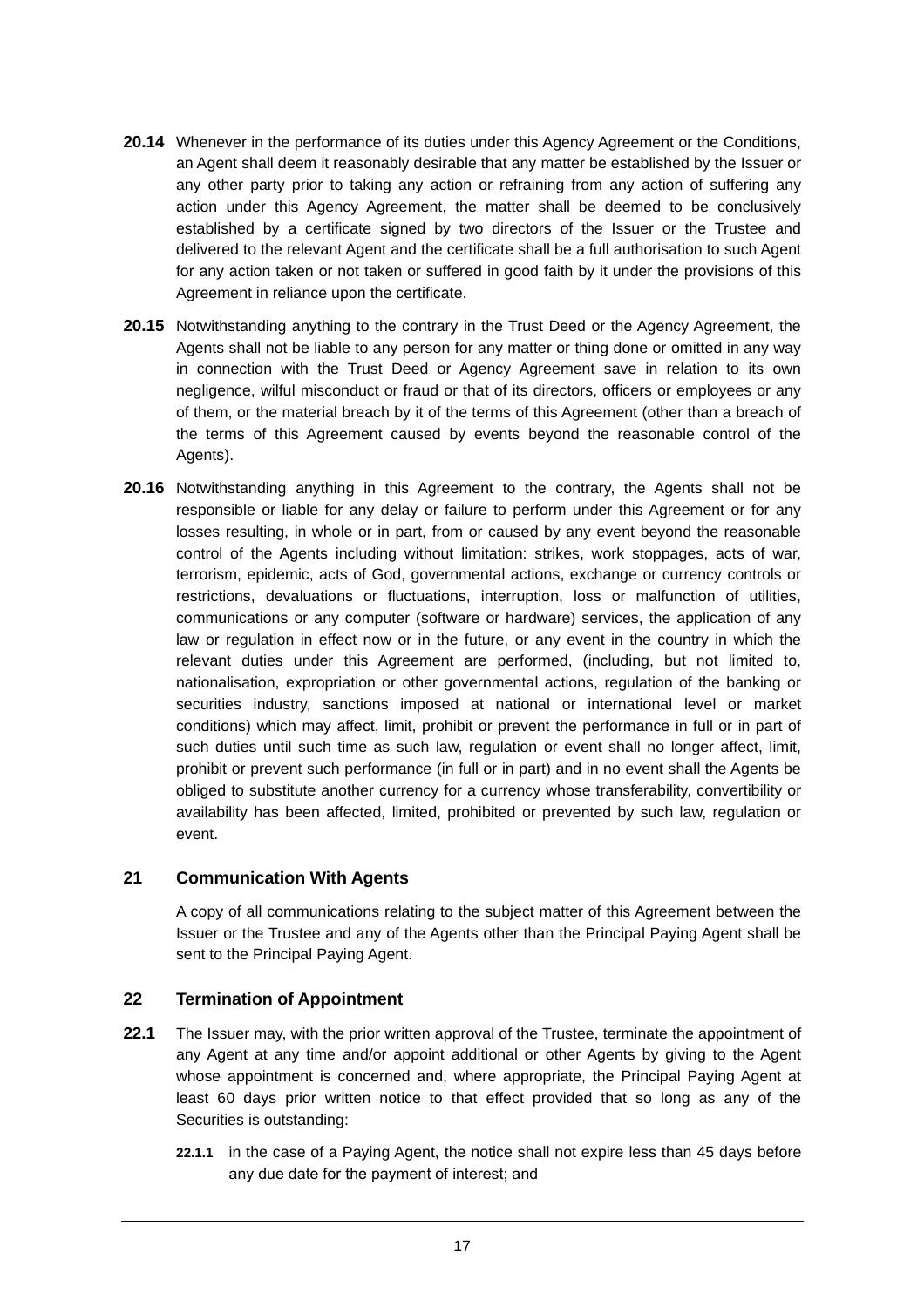**20.14** Whenever in the performance of its duties under this Agency Agreement or the Conditions, an Agent shall deem it reasonably desirable that any matter be established by the Issuer or any other party prior to taking any action or refraining from any action of suffering any action under this Agency Agreement, the matter shall be deemed to be conclusively established by a certificate signed by two directors of the Issuer or the Trustee and delivered to the relevant Agent and the certificate shall be a full authorisation to such Agent for any action taken or not taken or suffered in good faith by it under the provisions of this Agreement in reliance upon the certificate.

**20.15** Notwithstanding anything to the contrary in the Trust Deed or the Agency Agreement, the Agents shall not be liable to any person for any matter or thing done or omitted in any way in connection with the Trust Deed or Agency Agreement save in relation to its own negligence, wilful misconduct or fraud or that of its directors, officers or employees or any of them, or the material breach by it of the terms of this Agreement (other than a breach of the terms of this Agreement caused by events beyond the reasonable control of the Agents).

**20.16** Notwithstanding anything in this Agreement to the contrary, the Agents shall not be responsible or liable for any delay or failure to perform under this Agreement or for any losses resulting, in whole or in part, from or caused by any event beyond the reasonable control of the Agents including without limitation: strikes, work stoppages, acts of war, terrorism, epidemic, acts of God, governmental actions, exchange or currency controls or restrictions, devaluations or fluctuations, interruption, loss or malfunction of utilities, communications or any computer (software or hardware) services, the application of any law or regulation in effect now or in the future, or any event in the country in which the relevant duties under this Agreement are performed, (including, but not limited to, nationalisation, expropriation or other governmental actions, regulation of the banking or securities industry, sanctions imposed at national or international level or market conditions) which may affect, limit, prohibit or prevent the performance in full or in part of such duties until such time as such law, regulation or event shall no longer affect, limit, prohibit or prevent such performance (in full or in part) and in no event shall the Agents be obliged to substitute another currency for a currency whose transferability, convertibility or availability has been affected, limited, prohibited or prevented by such law, regulation or event.

## 21 Communication With Agents

A copy of all communications relating to the subject matter of this Agreement between the Issuer or the Trustee and any of the Agents other than the Principal Paying Agent shall be sent to the Principal Paying Agent.

## 22 Termination of Appointment

**22.1** The Issuer may, with the prior written approval of the Trustee, terminate the appointment of any Agent at any time and/or appoint additional or other Agents by giving to the Agent whose appointment is concerned and, where appropriate, the Principal Paying Agent at least 60 days prior written notice to that effect provided that so long as any of the Securities is outstanding:

**22.1.1** in the case of a Paying Agent, the notice shall not expire less than 45 days before any due date for the payment of interest; and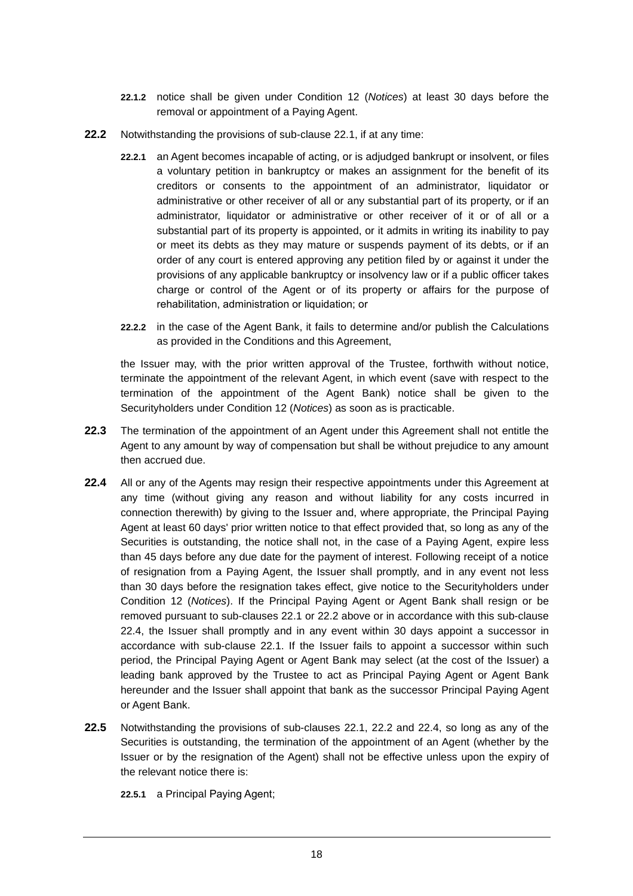**22.1.2** notice shall be given under Condition 12 (*Notices*) at least 30 days before the removal or appointment of a Paying Agent.

**22.2** Notwithstanding the provisions of sub-clause 22.1, if at any time:

**22.2.1** an Agent becomes incapable of acting, or is adjudged bankrupt or insolvent, or files a voluntary petition in bankruptcy or makes an assignment for the benefit of its creditors or consents to the appointment of an administrator, liquidator or administrative or other receiver of all or any substantial part of its property, or if an administrator, liquidator or administrative or other receiver of it or of all or a substantial part of its property is appointed, or it admits in writing its inability to pay or meet its debts as they may mature or suspends payment of its debts, or if an order of any court is entered approving any petition filed by or against it under the provisions of any applicable bankruptcy or insolvency law or if a public officer takes charge or control of the Agent or of its property or affairs for the purpose of rehabilitation, administration or liquidation; or

**22.2.2** in the case of the Agent Bank, it fails to determine and/or publish the Calculations as provided in the Conditions and this Agreement,

the Issuer may, with the prior written approval of the Trustee, forthwith without notice, terminate the appointment of the relevant Agent, in which event (save with respect to the termination of the appointment of the Agent Bank) notice shall be given to the Securityholders under Condition 12 (*Notices*) as soon as is practicable.

**22.3** The termination of the appointment of an Agent under this Agreement shall not entitle the Agent to any amount by way of compensation but shall be without prejudice to any amount then accrued due.

**22.4** All or any of the Agents may resign their respective appointments under this Agreement at any time (without giving any reason and without liability for any costs incurred in connection therewith) by giving to the Issuer and, where appropriate, the Principal Paying Agent at least 60 days' prior written notice to that effect provided that, so long as any of the Securities is outstanding, the notice shall not, in the case of a Paying Agent, expire less than 45 days before any due date for the payment of interest. Following receipt of a notice of resignation from a Paying Agent, the Issuer shall promptly, and in any event not less than 30 days before the resignation takes effect, give notice to the Securityholders under Condition 12 (*Notices*). If the Principal Paying Agent or Agent Bank shall resign or be removed pursuant to sub-clauses 22.1 or 22.2 above or in accordance with this sub-clause 22.4, the Issuer shall promptly and in any event within 30 days appoint a successor in accordance with sub-clause 22.1. If the Issuer fails to appoint a successor within such period, the Principal Paying Agent or Agent Bank may select (at the cost of the Issuer) a leading bank approved by the Trustee to act as Principal Paying Agent or Agent Bank hereunder and the Issuer shall appoint that bank as the successor Principal Paying Agent or Agent Bank.

**22.5** Notwithstanding the provisions of sub-clauses 22.1, 22.2 and 22.4, so long as any of the Securities is outstanding, the termination of the appointment of an Agent (whether by the Issuer or by the resignation of the Agent) shall not be effective unless upon the expiry of the relevant notice there is:

**22.5.1** a Principal Paying Agent;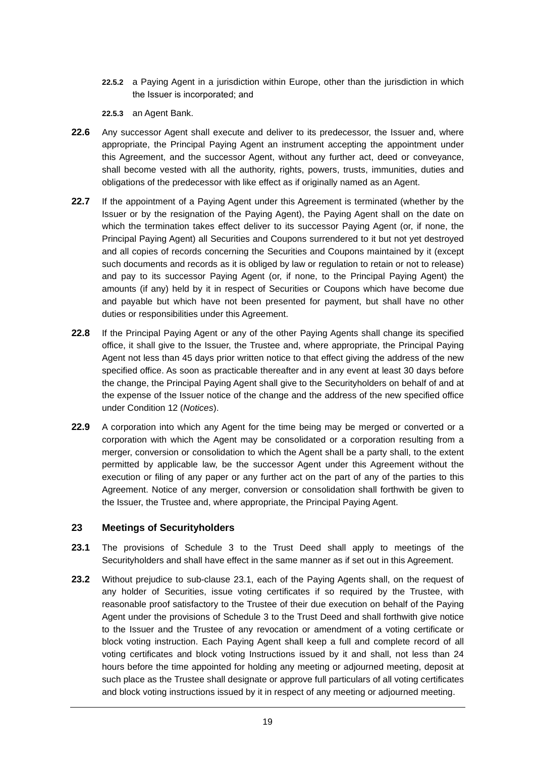**22.5.2** a Paying Agent in a jurisdiction within Europe, other than the jurisdiction in which the Issuer is incorporated; and

**22.5.3** an Agent Bank.

**22.6** Any successor Agent shall execute and deliver to its predecessor, the Issuer and, where appropriate, the Principal Paying Agent an instrument accepting the appointment under this Agreement, and the successor Agent, without any further act, deed or conveyance, shall become vested with all the authority, rights, powers, trusts, immunities, duties and obligations of the predecessor with like effect as if originally named as an Agent.

**22.7** If the appointment of a Paying Agent under this Agreement is terminated (whether by the Issuer or by the resignation of the Paying Agent), the Paying Agent shall on the date on which the termination takes effect deliver to its successor Paying Agent (or, if none, the Principal Paying Agent) all Securities and Coupons surrendered to it but not yet destroyed and all copies of records concerning the Securities and Coupons maintained by it (except such documents and records as it is obliged by law or regulation to retain or not to release) and pay to its successor Paying Agent (or, if none, to the Principal Paying Agent) the amounts (if any) held by it in respect of Securities or Coupons which have become due and payable but which have not been presented for payment, but shall have no other duties or responsibilities under this Agreement.

**22.8** If the Principal Paying Agent or any of the other Paying Agents shall change its specified office, it shall give to the Issuer, the Trustee and, where appropriate, the Principal Paying Agent not less than 45 days prior written notice to that effect giving the address of the new specified office. As soon as practicable thereafter and in any event at least 30 days before the change, the Principal Paying Agent shall give to the Securityholders on behalf of and at the expense of the Issuer notice of the change and the address of the new specified office under Condition 12 (*Notices*).

**22.9** A corporation into which any Agent for the time being may be merged or converted or a corporation with which the Agent may be consolidated or a corporation resulting from a merger, conversion or consolidation to which the Agent shall be a party shall, to the extent permitted by applicable law, be the successor Agent under this Agreement without the execution or filing of any paper or any further act on the part of any of the parties to this Agreement. Notice of any merger, conversion or consolidation shall forthwith be given to the Issuer, the Trustee and, where appropriate, the Principal Paying Agent.

## 23 Meetings of Securityholders

**23.1** The provisions of Schedule 3 to the Trust Deed shall apply to meetings of the Securityholders and shall have effect in the same manner as if set out in this Agreement.

**23.2** Without prejudice to sub-clause 23.1, each of the Paying Agents shall, on the request of any holder of Securities, issue voting certificates if so required by the Trustee, with reasonable proof satisfactory to the Trustee of their due execution on behalf of the Paying Agent under the provisions of Schedule 3 to the Trust Deed and shall forthwith give notice to the Issuer and the Trustee of any revocation or amendment of a voting certificate or block voting instruction. Each Paying Agent shall keep a full and complete record of all voting certificates and block voting Instructions issued by it and shall, not less than 24 hours before the time appointed for holding any meeting or adjourned meeting, deposit at such place as the Trustee shall designate or approve full particulars of all voting certificates and block voting instructions issued by it in respect of any meeting or adjourned meeting.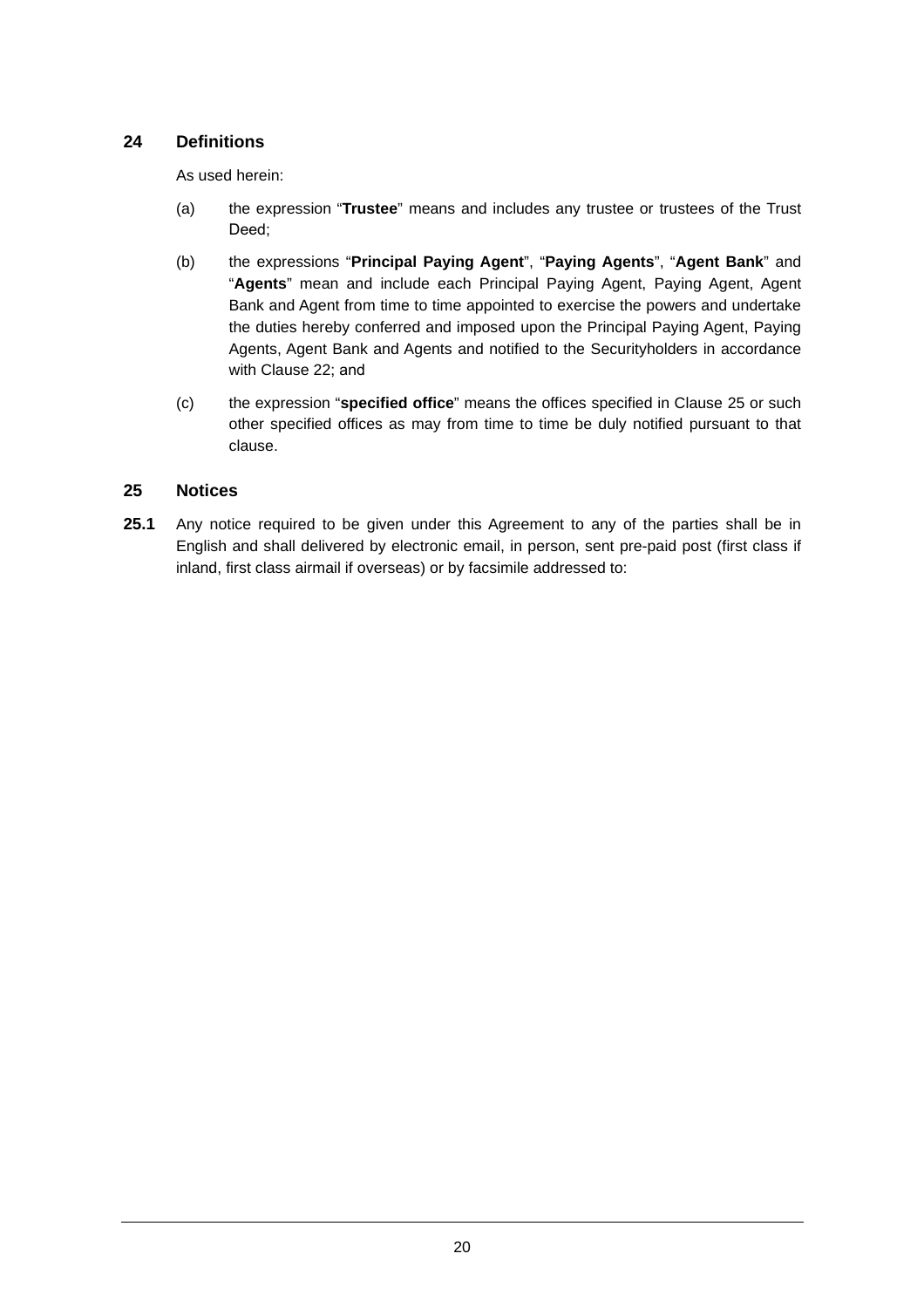## 24 Definitions

As used herein:

(a) the expression "**Trustee**" means and includes any trustee or trustees of the Trust Deed;

(b) the expressions "**Principal Paying Agent**", "**Paying Agents**", "**Agent Bank**" and "**Agents**" mean and include each Principal Paying Agent, Paying Agent, Agent Bank and Agent from time to time appointed to exercise the powers and undertake the duties hereby conferred and imposed upon the Principal Paying Agent, Paying Agents, Agent Bank and Agents and notified to the Securityholders in accordance with Clause 22; and

(c) the expression "**specified office**" means the offices specified in Clause 25 or such other specified offices as may from time to time be duly notified pursuant to that clause.

## 25 Notices

**25.1** Any notice required to be given under this Agreement to any of the parties shall be in English and shall delivered by electronic email, in person, sent pre-paid post (first class if inland, first class airmail if overseas) or by facsimile addressed to: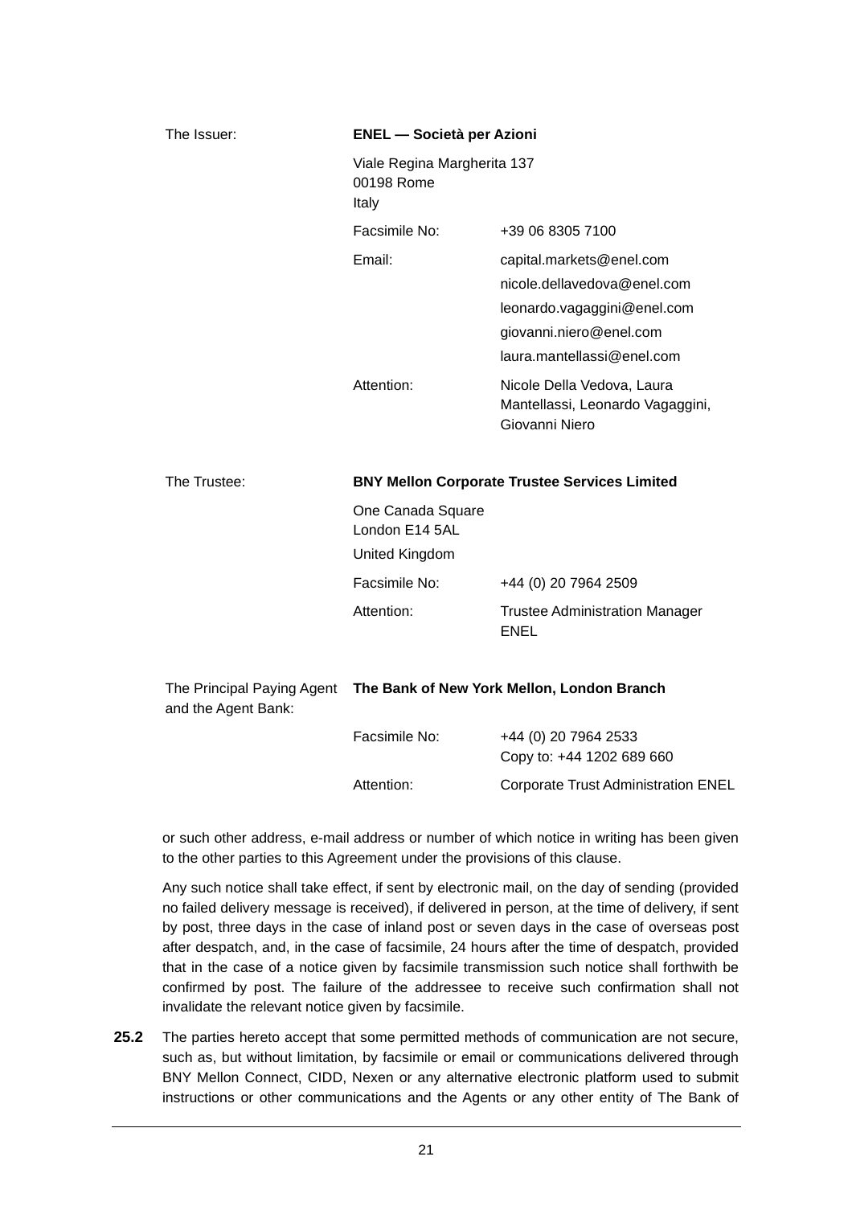| | | |
|---|---|---|
| The Issuer: | **ENEL — Società per Azioni** | |
| | Viale Regina Margherita 137<br>00198 Rome<br>Italy | |
| | Facsimile No: | +39 06 8305 7100 |
| | Email: | capital.markets@enel.com<br>nicole.dellavedova@enel.com<br>leonardo.vagaggini@enel.com<br>giovanni.niero@enel.com<br>laura.mantellassi@enel.com |
| | Attention: | Nicole Della Vedova, Laura Mantellassi, Leonardo Vagaggini, Giovanni Niero |
| The Trustee: | **BNY Mellon Corporate Trustee Services Limited** | |
| | One Canada Square<br>London E14 5AL<br>United Kingdom | |
| | Facsimile No: | +44 (0) 20 7964 2509 |
| | Attention: | Trustee Administration Manager ENEL |
| The Principal Paying Agent and the Agent Bank: | **The Bank of New York Mellon, London Branch** | |
| | Facsimile No: | +44 (0) 20 7964 2533<br>Copy to: +44 1202 689 660 |
| | Attention: | Corporate Trust Administration ENEL |

or such other address, e-mail address or number of which notice in writing has been given to the other parties to this Agreement under the provisions of this clause.

Any such notice shall take effect, if sent by electronic mail, on the day of sending (provided no failed delivery message is received), if delivered in person, at the time of delivery, if sent by post, three days in the case of inland post or seven days in the case of overseas post after despatch, and, in the case of facsimile, 24 hours after the time of despatch, provided that in the case of a notice given by facsimile transmission such notice shall forthwith be confirmed by post. The failure of the addressee to receive such confirmation shall not invalidate the relevant notice given by facsimile.

**25.2** The parties hereto accept that some permitted methods of communication are not secure, such as, but without limitation, by facsimile or email or communications delivered through BNY Mellon Connect, CIDD, Nexen or any alternative electronic platform used to submit instructions or other communications and the Agents or any other entity of The Bank of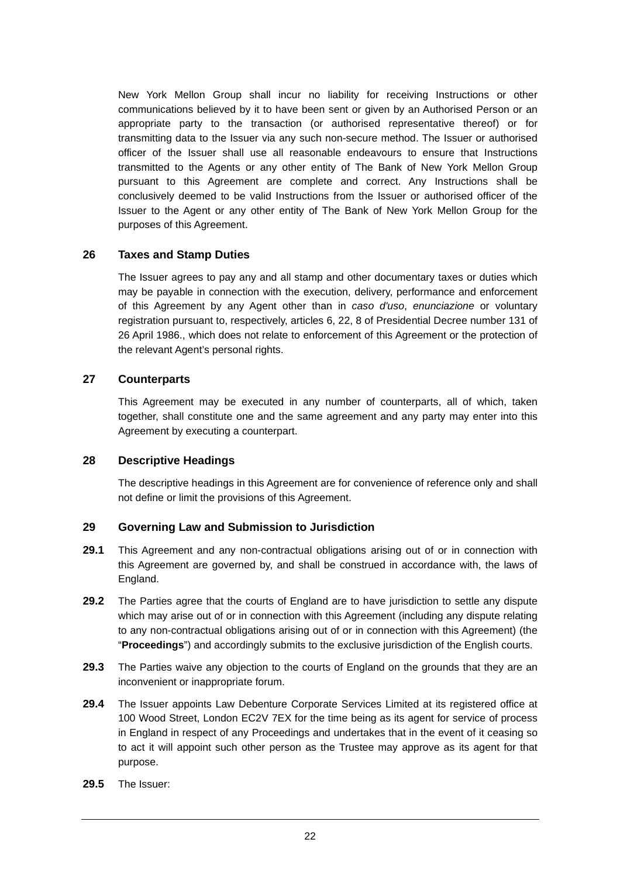New York Mellon Group shall incur no liability for receiving Instructions or other communications believed by it to have been sent or given by an Authorised Person or an appropriate party to the transaction (or authorised representative thereof) or for transmitting data to the Issuer via any such non-secure method. The Issuer or authorised officer of the Issuer shall use all reasonable endeavours to ensure that Instructions transmitted to the Agents or any other entity of The Bank of New York Mellon Group pursuant to this Agreement are complete and correct. Any Instructions shall be conclusively deemed to be valid Instructions from the Issuer or authorised officer of the Issuer to the Agent or any other entity of The Bank of New York Mellon Group for the purposes of this Agreement.

## 26 Taxes and Stamp Duties

The Issuer agrees to pay any and all stamp and other documentary taxes or duties which may be payable in connection with the execution, delivery, performance and enforcement of this Agreement by any Agent other than in *caso d'uso*, *enunciazione* or voluntary registration pursuant to, respectively, articles 6, 22, 8 of Presidential Decree number 131 of 26 April 1986., which does not relate to enforcement of this Agreement or the protection of the relevant Agent's personal rights.

## 27 Counterparts

This Agreement may be executed in any number of counterparts, all of which, taken together, shall constitute one and the same agreement and any party may enter into this Agreement by executing a counterpart.

## 28 Descriptive Headings

The descriptive headings in this Agreement are for convenience of reference only and shall not define or limit the provisions of this Agreement.

## 29 Governing Law and Submission to Jurisdiction

**29.1** This Agreement and any non-contractual obligations arising out of or in connection with this Agreement are governed by, and shall be construed in accordance with, the laws of England.

**29.2** The Parties agree that the courts of England are to have jurisdiction to settle any dispute which may arise out of or in connection with this Agreement (including any dispute relating to any non-contractual obligations arising out of or in connection with this Agreement) (the "**Proceedings**") and accordingly submits to the exclusive jurisdiction of the English courts.

**29.3** The Parties waive any objection to the courts of England on the grounds that they are an inconvenient or inappropriate forum.

**29.4** The Issuer appoints Law Debenture Corporate Services Limited at its registered office at 100 Wood Street, London EC2V 7EX for the time being as its agent for service of process in England in respect of any Proceedings and undertakes that in the event of it ceasing so to act it will appoint such other person as the Trustee may approve as its agent for that purpose.

**29.5** The Issuer: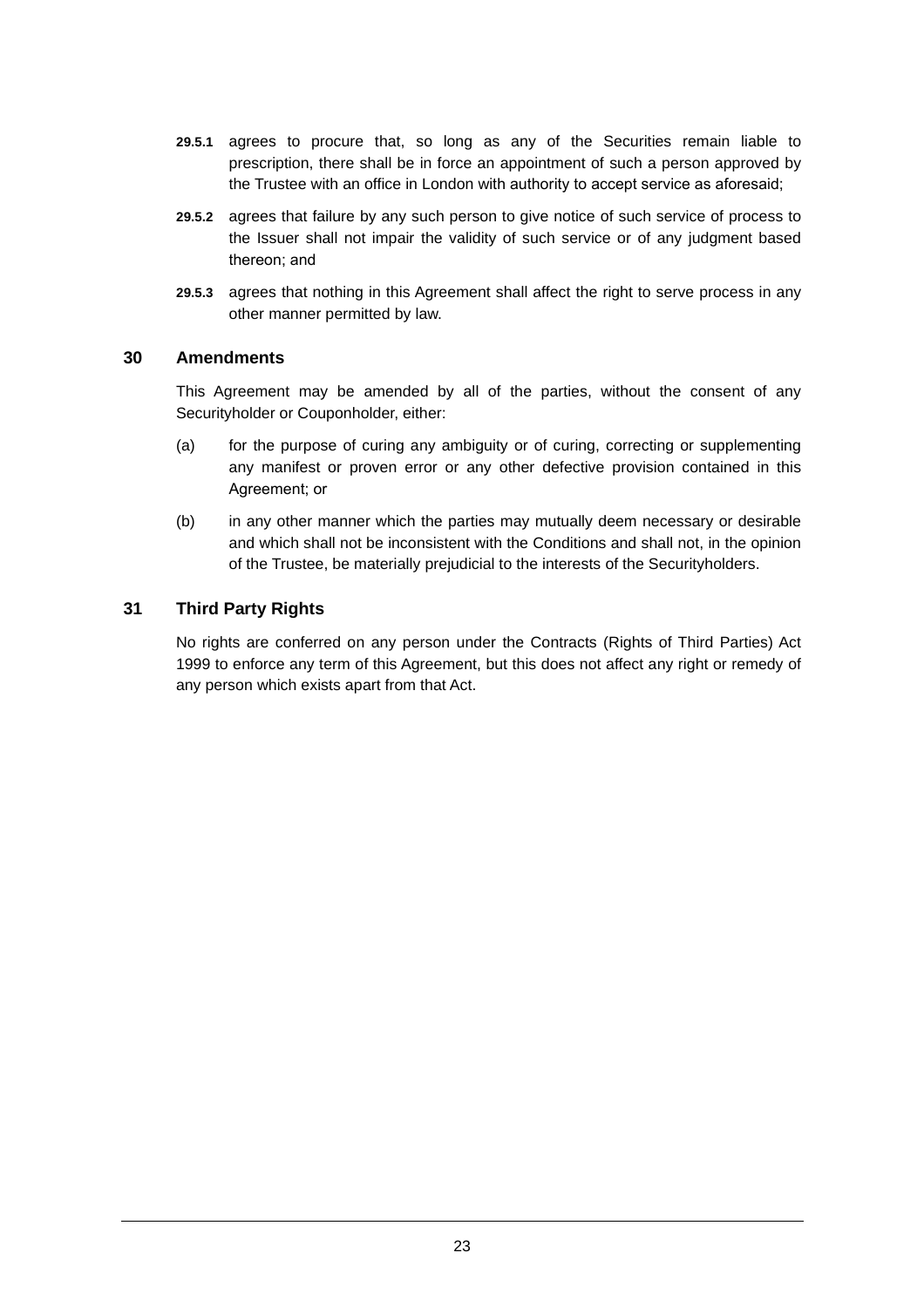**29.5.1** agrees to procure that, so long as any of the Securities remain liable to prescription, there shall be in force an appointment of such a person approved by the Trustee with an office in London with authority to accept service as aforesaid;

**29.5.2** agrees that failure by any such person to give notice of such service of process to the Issuer shall not impair the validity of such service or of any judgment based thereon; and

**29.5.3** agrees that nothing in this Agreement shall affect the right to serve process in any other manner permitted by law.

## 30 Amendments

This Agreement may be amended by all of the parties, without the consent of any Securityholder or Couponholder, either:

(a) for the purpose of curing any ambiguity or of curing, correcting or supplementing any manifest or proven error or any other defective provision contained in this Agreement; or

(b) in any other manner which the parties may mutually deem necessary or desirable and which shall not be inconsistent with the Conditions and shall not, in the opinion of the Trustee, be materially prejudicial to the interests of the Securityholders.

## 31 Third Party Rights

No rights are conferred on any person under the Contracts (Rights of Third Parties) Act 1999 to enforce any term of this Agreement, but this does not affect any right or remedy of any person which exists apart from that Act.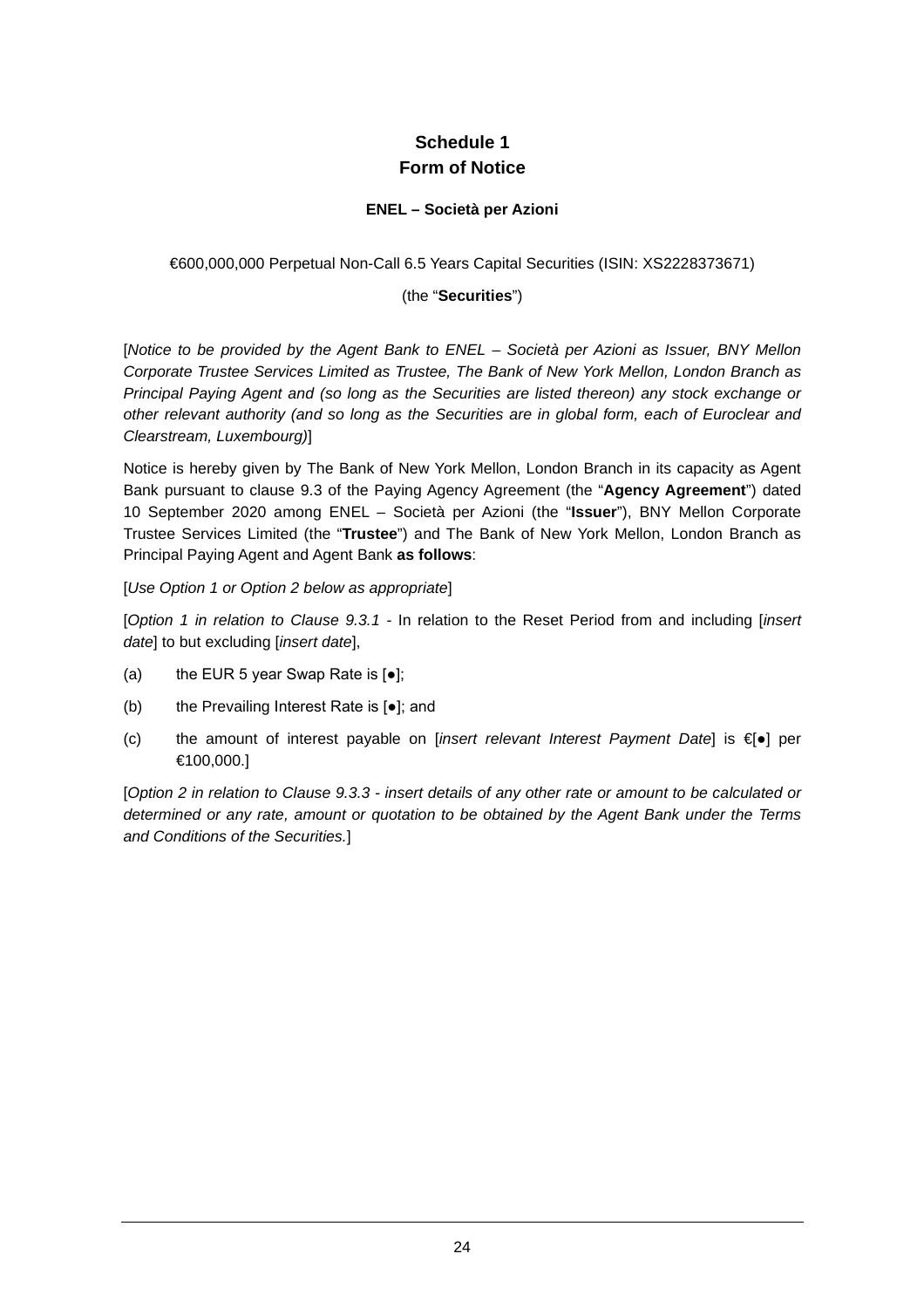# Schedule 1
## Form of Notice

**ENEL – Società per Azioni**

€600,000,000 Perpetual Non-Call 6.5 Years Capital Securities (ISIN: XS2228373671)

(the "**Securities**")

[*Notice to be provided by the Agent Bank to ENEL – Società per Azioni as Issuer, BNY Mellon Corporate Trustee Services Limited as Trustee, The Bank of New York Mellon, London Branch as Principal Paying Agent and (so long as the Securities are listed thereon) any stock exchange or other relevant authority (and so long as the Securities are in global form, each of Euroclear and Clearstream, Luxembourg)*]

Notice is hereby given by The Bank of New York Mellon, London Branch in its capacity as Agent Bank pursuant to clause 9.3 of the Paying Agency Agreement (the "**Agency Agreement**") dated 10 September 2020 among ENEL – Società per Azioni (the "**Issuer**"), BNY Mellon Corporate Trustee Services Limited (the "**Trustee**") and The Bank of New York Mellon, London Branch as Principal Paying Agent and Agent Bank **as follows**:

[*Use Option 1 or Option 2 below as appropriate*]

[*Option 1 in relation to Clause 9.3.1* - In relation to the Reset Period from and including [*insert date*] to but excluding [*insert date*],

(a) the EUR 5 year Swap Rate is [●];

(b) the Prevailing Interest Rate is [●]; and

(c) the amount of interest payable on [*insert relevant Interest Payment Date*] is €[●] per €100,000.]

[*Option 2 in relation to Clause 9.3.3 - insert details of any other rate or amount to be calculated or determined or any rate, amount or quotation to be obtained by the Agent Bank under the Terms and Conditions of the Securities.*]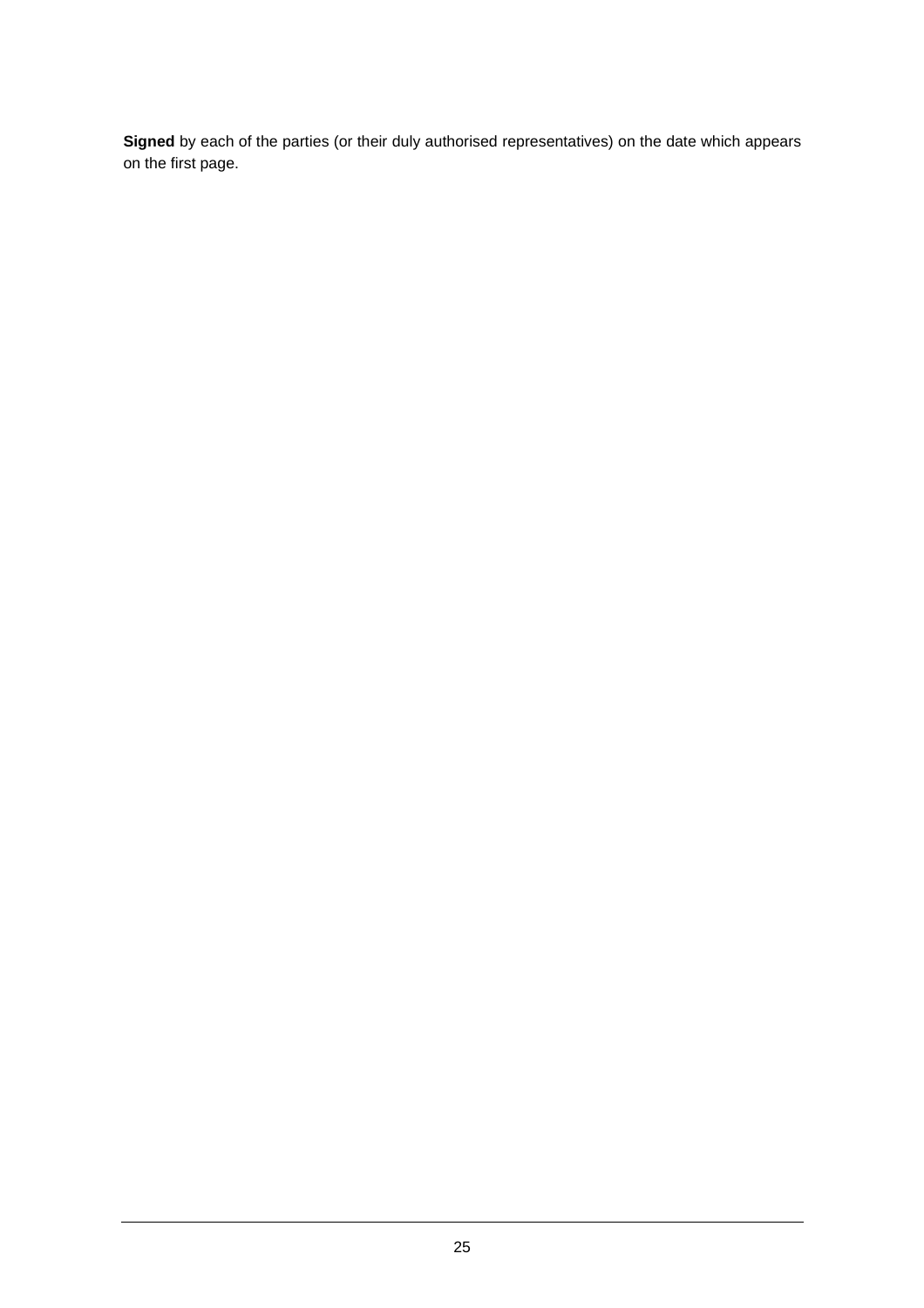**Signed** by each of the parties (or their duly authorised representatives) on the date which appears on the first page.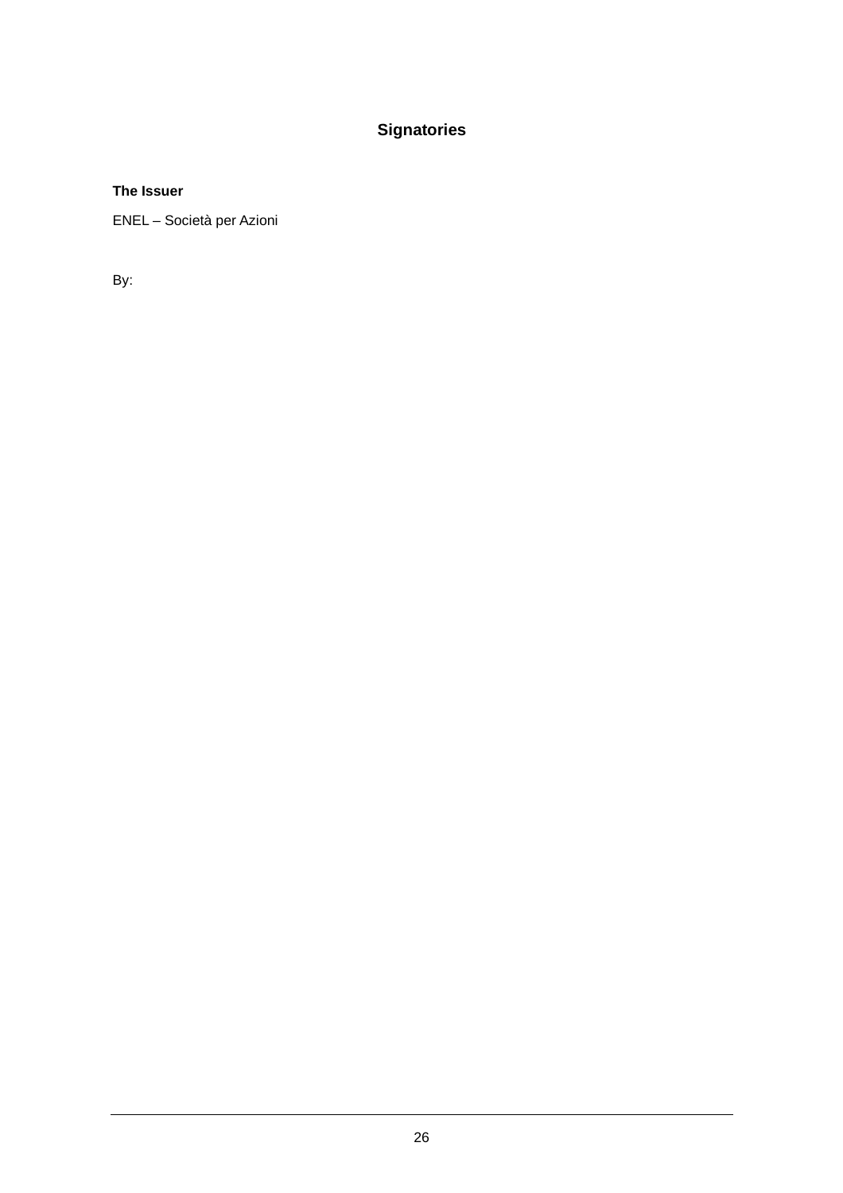## Signatories

**The Issuer**

ENEL – Società per Azioni

By: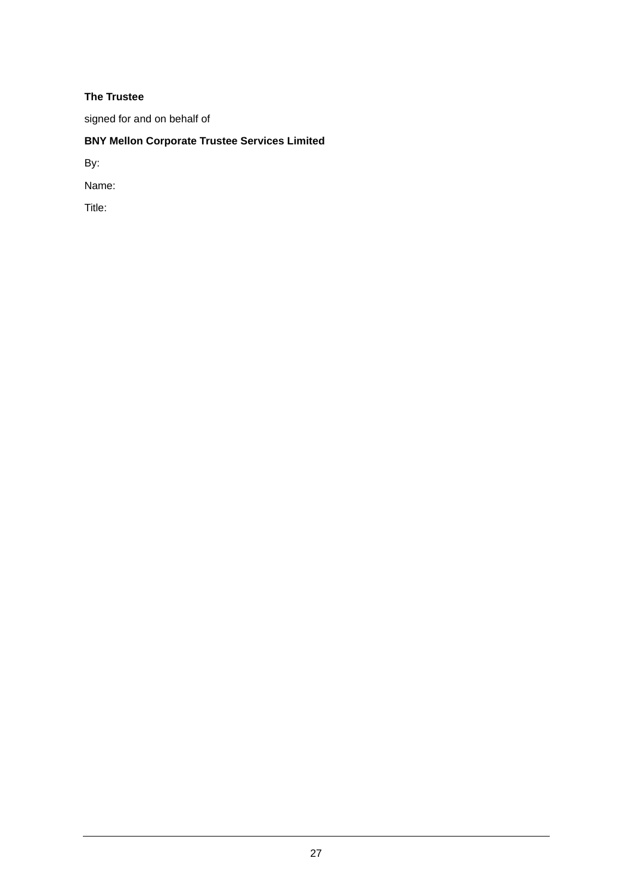**The Trustee**

signed for and on behalf of

**BNY Mellon Corporate Trustee Services Limited**

By:

Name:

Title: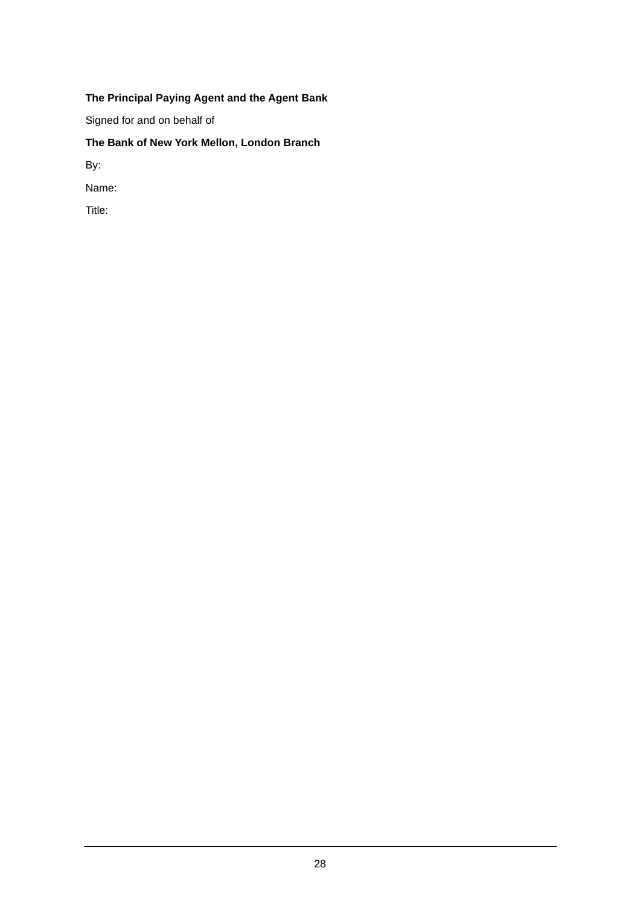**The Principal Paying Agent and the Agent Bank**

Signed for and on behalf of

**The Bank of New York Mellon, London Branch**

By:

Name:

Title: